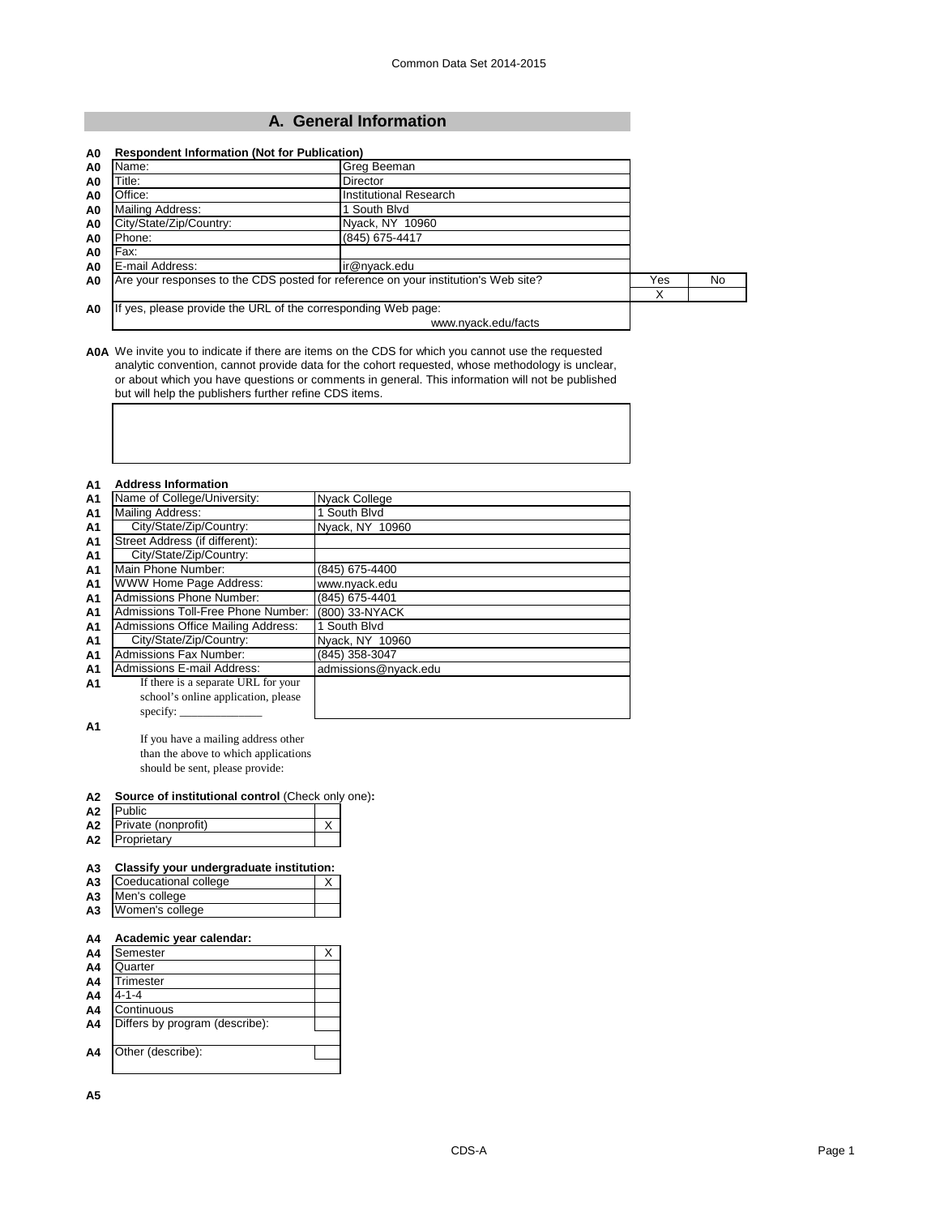# A. General Information

**A0 Respondent Information (Not for Publication)**

| | | |
|---|---|---|
| A0 | Name: | Greg Beeman |
| A0 | Title: | Director |
| A0 | Office: | Institutional Research |
| A0 | Mailing Address: | 1 South Blvd |
| A0 | City/State/Zip/Country: | Nyack, NY 10960 |
| A0 | Phone: | (845) 675-4417 |
| A0 | Fax: | |
| A0 | E-mail Address: | ir@nyack.edu |

| | | Yes | No |
|---|---|---|---|
| A0 | Are your responses to the CDS posted for reference on your institution's Web site? | X | |

A0 If yes, please provide the URL of the corresponding Web page:

www.nyack.edu/facts

**A0A** We invite you to indicate if there are items on the CDS for which you cannot use the requested analytic convention, cannot provide data for the cohort requested, whose methodology is unclear, or about which you have questions or comments in general. This information will not be published but will help the publishers further refine CDS items.

**A1 Address Information**

| | | |
|---|---|---|
| A1 | Name of College/University: | Nyack College |
| A1 | Mailing Address: | 1 South Blvd |
| A1 | City/State/Zip/Country: | Nyack, NY 10960 |
| A1 | Street Address (if different): | |
| A1 | City/State/Zip/Country: | |
| A1 | Main Phone Number: | (845) 675-4400 |
| A1 | WWW Home Page Address: | www.nyack.edu |
| A1 | Admissions Phone Number: | (845) 675-4401 |
| A1 | Admissions Toll-Free Phone Number: | (800) 33-NYACK |
| A1 | Admissions Office Mailing Address: | 1 South Blvd |
| A1 | City/State/Zip/Country: | Nyack, NY 10960 |
| A1 | Admissions Fax Number: | (845) 358-3047 |
| A1 | Admissions E-mail Address: | admissions@nyack.edu |
| A1 | If there is a separate URL for your school's online application, please specify: ______________ | |

A1 If you have a mailing address other than the above to which applications should be sent, please provide:

**A2 Source of institutional control** (Check only one)**:**

| | | |
|---|---|---|
| A2 | Public | |
| A2 | Private (nonprofit) | X |
| A2 | Proprietary | |

**A3 Classify your undergraduate institution:**

| | | |
|---|---|---|
| A3 | Coeducational college | X |
| A3 | Men's college | |
| A3 | Women's college | |

**A4 Academic year calendar:**

| | | |
|---|---|---|
| A4 | Semester | X |
| A4 | Quarter | |
| A4 | Trimester | |
| A4 | 4-1-4 | |
| A4 | Continuous | |
| A4 | Differs by program (describe): | |
| A4 | Other (describe): | |

A5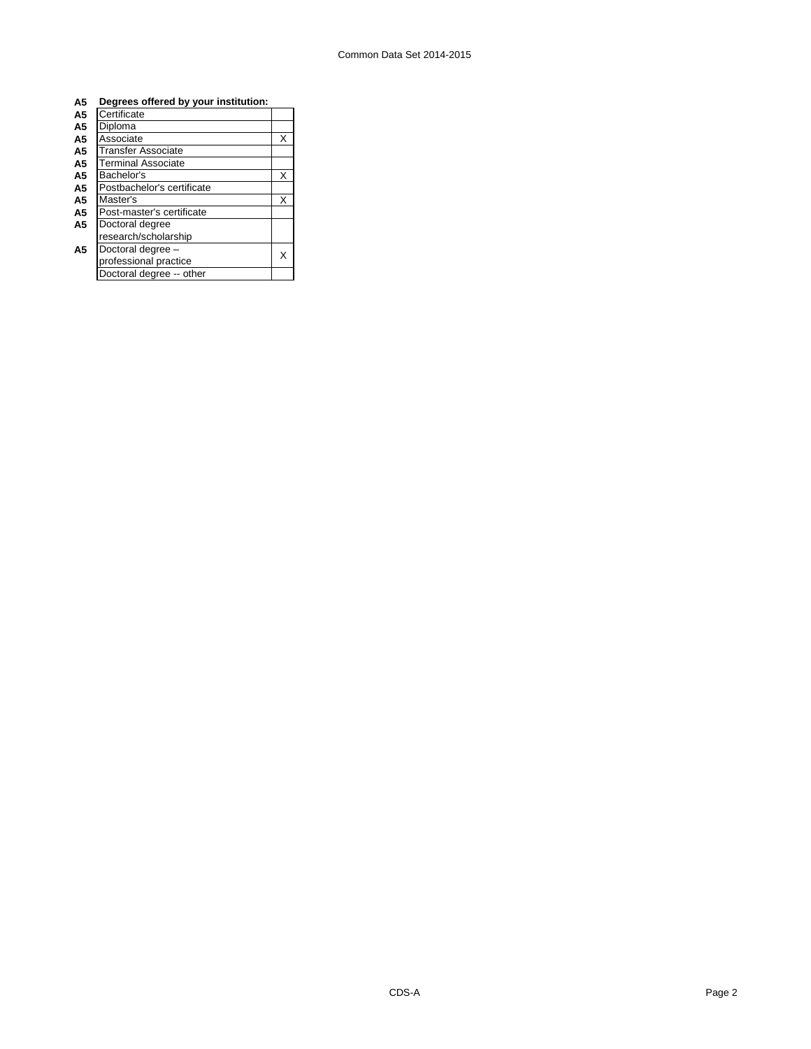| A5 | Degrees offered by your institution: | |
|---|---|---|
| A5 | Certificate | |
| A5 | Diploma | |
| A5 | Associate | X |
| A5 | Transfer Associate | |
| A5 | Terminal Associate | |
| A5 | Bachelor's | X |
| A5 | Postbachelor's certificate | |
| A5 | Master's | X |
| A5 | Post-master's certificate | |
| A5 | Doctoral degree research/scholarship | |
| A5 | Doctoral degree – professional practice | X |
| | Doctoral degree -- other | |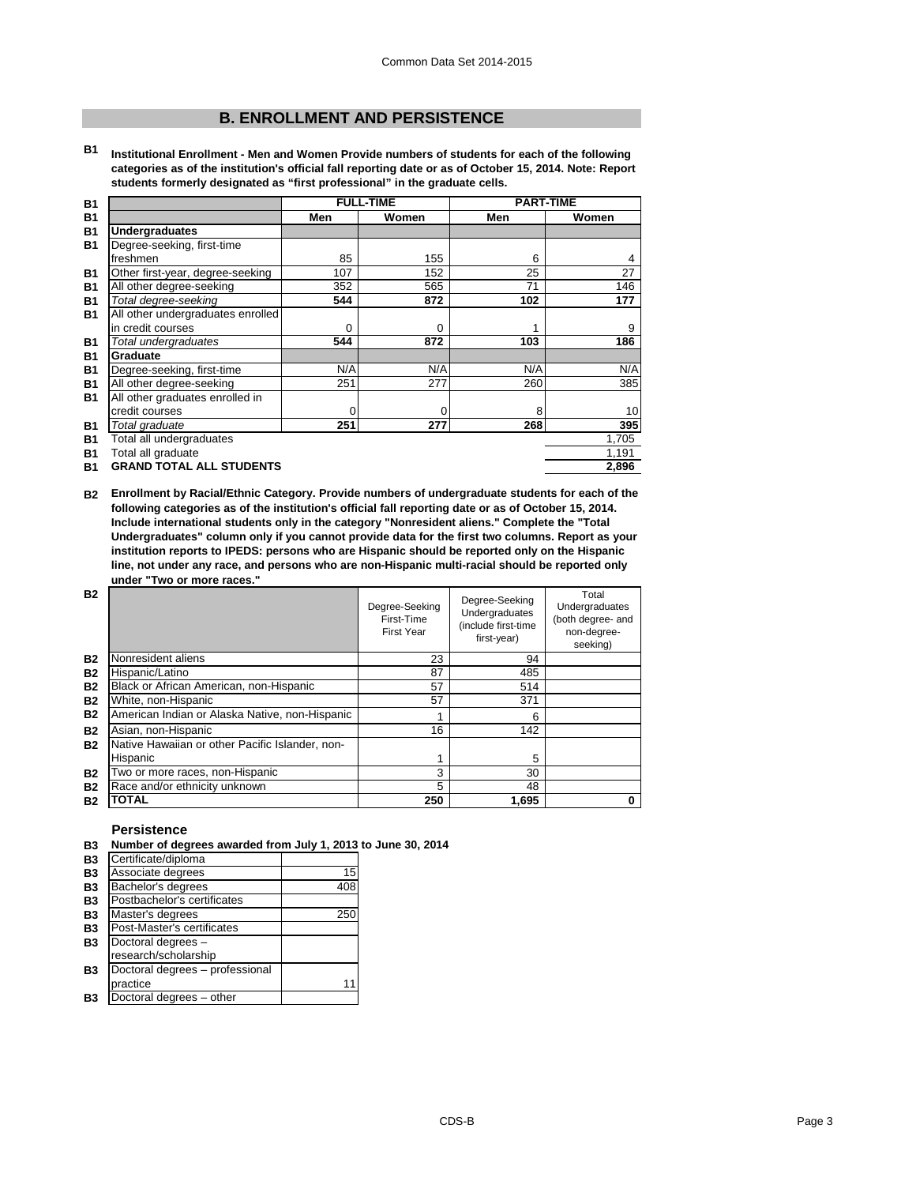## B. ENROLLMENT AND PERSISTENCE

**B1** **Institutional Enrollment - Men and Women Provide numbers of students for each of the following categories as of the institution's official fall reporting date or as of October 15, 2014. Note: Report students formerly designated as "first professional" in the graduate cells.**

| | FULL-TIME | | PART-TIME | |
|---|---|---|---|---|
| | Men | Women | Men | Women |
| **Undergraduates** | | | | |
| Degree-seeking, first-time freshmen | 85 | 155 | 6 | 4 |
| Other first-year, degree-seeking | 107 | 152 | 25 | 27 |
| All other degree-seeking | 352 | 565 | 71 | 146 |
| *Total degree-seeking* | **544** | **872** | **102** | **177** |
| All other undergraduates enrolled in credit courses | 0 | 0 | 1 | 9 |
| *Total undergraduates* | **544** | **872** | **103** | **186** |
| **Graduate** | | | | |
| Degree-seeking, first-time | N/A | N/A | N/A | N/A |
| All other degree-seeking | 251 | 277 | 260 | 385 |
| All other graduates enrolled in credit courses | 0 | 0 | 8 | 10 |
| *Total graduate* | **251** | **277** | **268** | **395** |
| Total all undergraduates | | | | 1,705 |
| Total all graduate | | | | 1,191 |
| **GRAND TOTAL ALL STUDENTS** | | | | **2,896** |

**B2** **Enrollment by Racial/Ethnic Category. Provide numbers of undergraduate students for each of the following categories as of the institution's official fall reporting date or as of October 15, 2014. Include international students only in the category "Nonresident aliens." Complete the "Total Undergraduates" column only if you cannot provide data for the first two columns. Report as your institution reports to IPEDS: persons who are Hispanic should be reported only on the Hispanic line, not under any race, and persons who are non-Hispanic multi-racial should be reported only under "Two or more races."**

| | Degree-Seeking First-Time First Year | Degree-Seeking Undergraduates (include first-time first-year) | Total Undergraduates (both degree- and non-degree-seeking) |
|---|---|---|---|
| Nonresident aliens | 23 | 94 | |
| Hispanic/Latino | 87 | 485 | |
| Black or African American, non-Hispanic | 57 | 514 | |
| White, non-Hispanic | 57 | 371 | |
| American Indian or Alaska Native, non-Hispanic | 1 | 6 | |
| Asian, non-Hispanic | 16 | 142 | |
| Native Hawaiian or other Pacific Islander, non-Hispanic | 1 | 5 | |
| Two or more races, non-Hispanic | 3 | 30 | |
| Race and/or ethnicity unknown | 5 | 48 | |
| **TOTAL** | **250** | **1,695** | **0** |

### Persistence

**B3** **Number of degrees awarded from July 1, 2013 to June 30, 2014**

| | |
|---|---|
| Certificate/diploma | |
| Associate degrees | 15 |
| Bachelor's degrees | 408 |
| Postbachelor's certificates | |
| Master's degrees | 250 |
| Post-Master's certificates | |
| Doctoral degrees – research/scholarship | |
| Doctoral degrees – professional practice | 11 |
| Doctoral degrees – other | |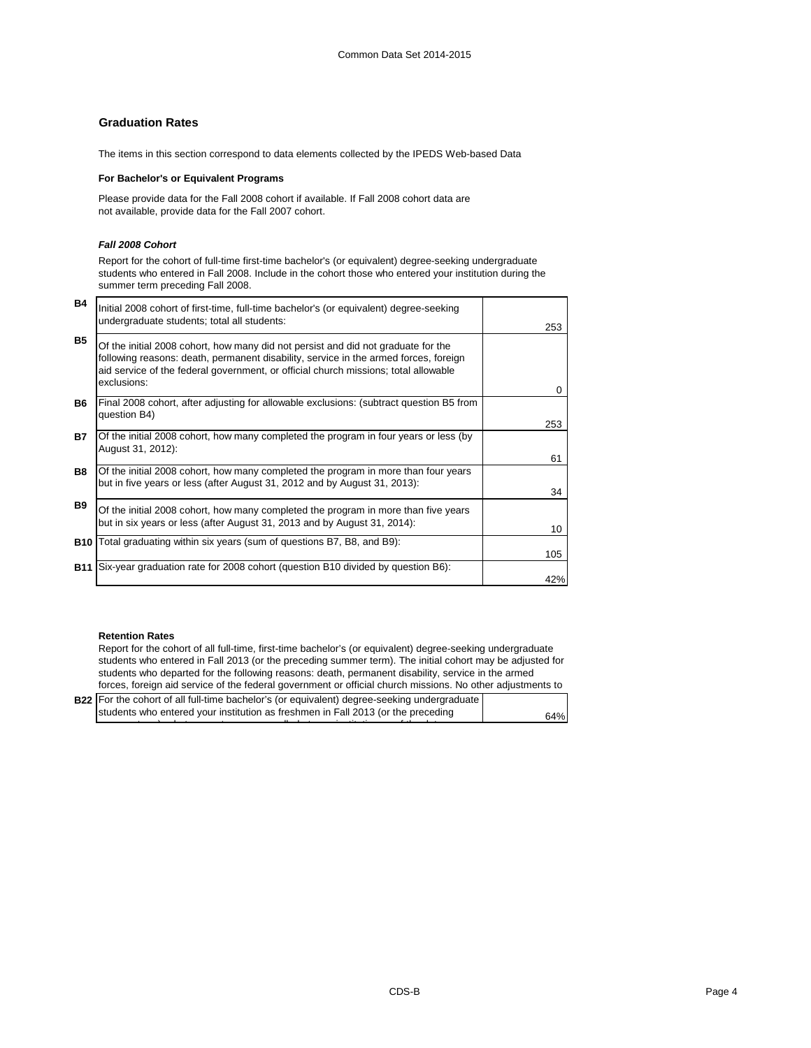## Graduation Rates

The items in this section correspond to data elements collected by the IPEDS Web-based Data

### For Bachelor's or Equivalent Programs

Please provide data for the Fall 2008 cohort if available. If Fall 2008 cohort data are not available, provide data for the Fall 2007 cohort.

#### *Fall 2008 Cohort*

Report for the cohort of full-time first-time bachelor's (or equivalent) degree-seeking undergraduate students who entered in Fall 2008. Include in the cohort those who entered your institution during the summer term preceding Fall 2008.

| | | |
|---|---|---|
| **B4** | Initial 2008 cohort of first-time, full-time bachelor's (or equivalent) degree-seeking undergraduate students; total all students: | 253 |
| **B5** | Of the initial 2008 cohort, how many did not persist and did not graduate for the following reasons: death, permanent disability, service in the armed forces, foreign aid service of the federal government, or official church missions; total allowable exclusions: | 0 |
| **B6** | Final 2008 cohort, after adjusting for allowable exclusions: (subtract question B5 from question B4) | 253 |
| **B7** | Of the initial 2008 cohort, how many completed the program in four years or less (by August 31, 2012): | 61 |
| **B8** | Of the initial 2008 cohort, how many completed the program in more than four years but in five years or less (after August 31, 2012 and by August 31, 2013): | 34 |
| **B9** | Of the initial 2008 cohort, how many completed the program in more than five years but in six years or less (after August 31, 2013 and by August 31, 2014): | 10 |
| **B10** | Total graduating within six years (sum of questions B7, B8, and B9): | 105 |
| **B11** | Six-year graduation rate for 2008 cohort (question B10 divided by question B6): | 42% |

### Retention Rates

Report for the cohort of all full-time, first-time bachelor's (or equivalent) degree-seeking undergraduate students who entered in Fall 2013 (or the preceding summer term). The initial cohort may be adjusted for students who departed for the following reasons: death, permanent disability, service in the armed forces, foreign aid service of the federal government or official church missions. No other adjustments to

| | | |
|---|---|---|
| **B22** | For the cohort of all full-time bachelor's (or equivalent) degree-seeking undergraduate students who entered your institution as freshmen in Fall 2013 (or the preceding | 64% |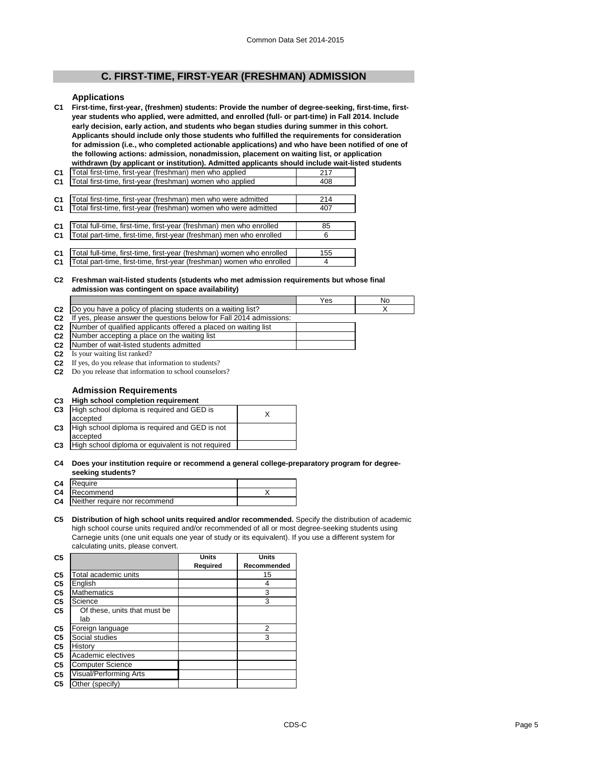## C. FIRST-TIME, FIRST-YEAR (FRESHMAN) ADMISSION

### Applications

**C1 First-time, first-year, (freshmen) students: Provide the number of degree-seeking, first-time, first-year students who applied, were admitted, and enrolled (full- or part-time) in Fall 2014. Include early decision, early action, and students who began studies during summer in this cohort. Applicants should include only those students who fulfilled the requirements for consideration for admission (i.e., who completed actionable applications) and who have been notified of one of the following actions: admission, nonadmission, placement on waiting list, or application withdrawn (by applicant or institution). Admitted applicants should include wait-listed students**

| | | |
|---|---|---|
| C1 | Total first-time, first-year (freshman) men who applied | 217 |
| C1 | Total first-time, first-year (freshman) women who applied | 408 |
| C1 | Total first-time, first-year (freshman) men who were admitted | 214 |
| C1 | Total first-time, first-year (freshman) women who were admitted | 407 |
| C1 | Total full-time, first-time, first-year (freshman) men who enrolled | 85 |
| C1 | Total part-time, first-time, first-year (freshman) men who enrolled | 6 |
| C1 | Total full-time, first-time, first-year (freshman) women who enrolled | 155 |
| C1 | Total part-time, first-time, first-year (freshman) women who enrolled | 4 |

**C2 Freshman wait-listed students (students who met admission requirements but whose final admission was contingent on space availability)**

| | | Yes | No |
|---|---|---|---|
| C2 | Do you have a policy of placing students on a waiting list? | | X |
| C2 | If yes, please answer the questions below for Fall 2014 admissions: | | |
| C2 | Number of qualified applicants offered a placed on waiting list | | |
| C2 | Number accepting a place on the waiting list | | |
| C2 | Number of wait-listed students admitted | | |

C2 Is your waiting list ranked?

C2 If yes, do you release that information to students?

C2 Do you release that information to school counselors?

### Admission Requirements

**C3 High school completion requirement**

| | | |
|---|---|---|
| C3 | High school diploma is required and GED is accepted | X |
| C3 | High school diploma is required and GED is not accepted | |
| C3 | High school diploma or equivalent is not required | |

**C4 Does your institution require or recommend a general college-preparatory program for degree-seeking students?**

| | | |
|---|---|---|
| C4 | Require | |
| C4 | Recommend | X |
| C4 | Neither require nor recommend | |

**C5 Distribution of high school units required and/or recommended.** Specify the distribution of academic high school course units required and/or recommended of all or most degree-seeking students using Carnegie units (one unit equals one year of study or its equivalent). If you use a different system for calculating units, please convert.

| C5 | | Units Required | Units Recommended |
|---|---|---|---|
| C5 | Total academic units | | 15 |
| C5 | English | | 4 |
| C5 | Mathematics | | 3 |
| C5 | Science | | 3 |
| C5 | Of these, units that must be lab | | |
| C5 | Foreign language | | 2 |
| C5 | Social studies | | 3 |
| C5 | History | | |
| C5 | Academic electives | | |
| C5 | Computer Science | | |
| C5 | Visual/Performing Arts | | |
| C5 | Other (specify) | | |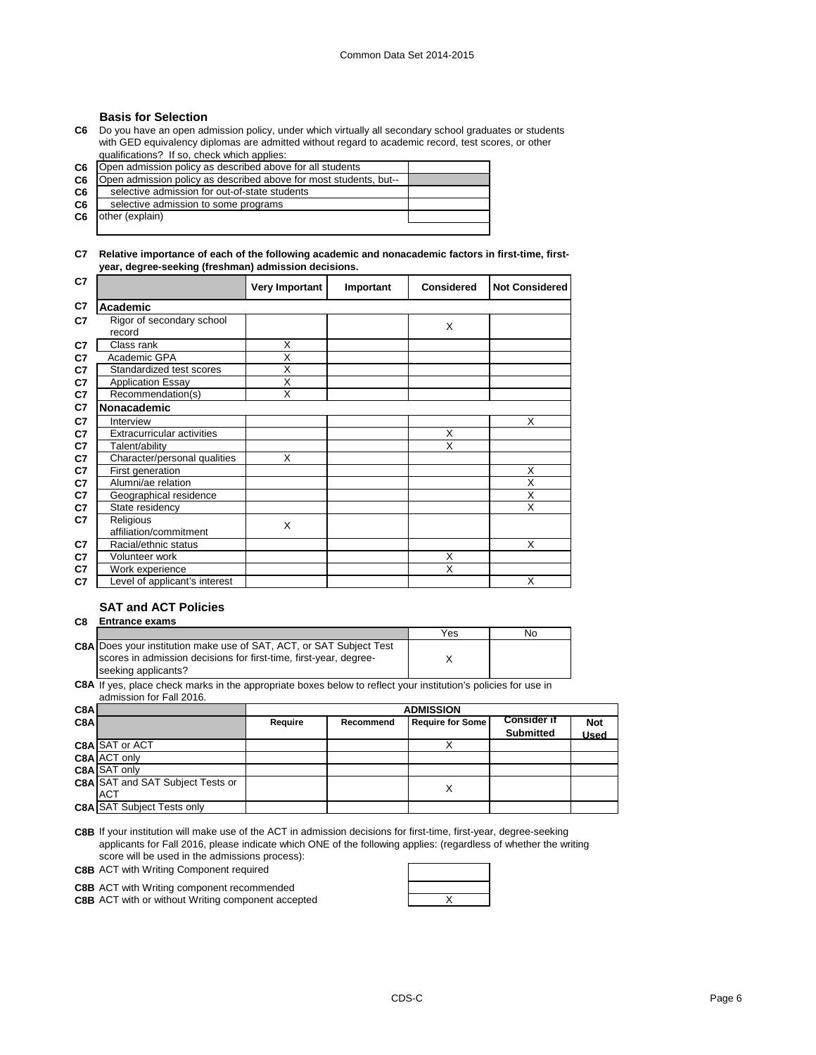### Basis for Selection

**C6** Do you have an open admission policy, under which virtually all secondary school graduates or students with GED equivalency diplomas are admitted without regard to academic record, test scores, or other qualifications? If so, check which applies:

| | | |
|---|---|---|
| C6 | Open admission policy as described above for all students | |
| C6 | Open admission policy as described above for most students, but-- | |
| C6 | selective admission for out-of-state students | |
| C6 | selective admission to some programs | |
| C6 | other (explain) | |

**C7 Relative importance of each of the following academic and nonacademic factors in first-time, first-year, degree-seeking (freshman) admission decisions.**

| C7 | | Very Important | Important | Considered | Not Considered |
|---|---|---|---|---|---|
| C7 | **Academic** | | | | |
| C7 | Rigor of secondary school record | | | X | |
| C7 | Class rank | X | | | |
| C7 | Academic GPA | X | | | |
| C7 | Standardized test scores | X | | | |
| C7 | Application Essay | X | | | |
| C7 | Recommendation(s) | X | | | |
| C7 | **Nonacademic** | | | | |
| C7 | Interview | | | | X |
| C7 | Extracurricular activities | | | X | |
| C7 | Talent/ability | | | X | |
| C7 | Character/personal qualities | X | | | |
| C7 | First generation | | | | X |
| C7 | Alumni/ae relation | | | | X |
| C7 | Geographical residence | | | | X |
| C7 | State residency | | | | X |
| C7 | Religious affiliation/commitment | X | | | |
| C7 | Racial/ethnic status | | | | X |
| C7 | Volunteer work | | | X | |
| C7 | Work experience | | | X | |
| C7 | Level of applicant's interest | | | | X |

### SAT and ACT Policies

**C8 Entrance exams**

| | | Yes | No |
|---|---|---|---|
| C8A | Does your institution make use of SAT, ACT, or SAT Subject Test scores in admission decisions for first-time, first-year, degree-seeking applicants? | X | |

**C8A** If yes, place check marks in the appropriate boxes below to reflect your institution's policies for use in admission for Fall 2016.

| C8A | | ADMISSION | | | | |
|---|---|---|---|---|---|---|
| C8A | | Require | Recommend | Require for Some | Consider if Submitted | Not Used |
| C8A | SAT or ACT | | | X | | |
| C8A | ACT only | | | | | |
| C8A | SAT only | | | | | |
| C8A | SAT and SAT Subject Tests or ACT | | | X | | |
| C8A | SAT Subject Tests only | | | | | |

**C8B** If your institution will make use of the ACT in admission decisions for first-time, first-year, degree-seeking applicants for Fall 2016, please indicate which ONE of the following applies: (regardless of whether the writing score will be used in the admissions process):

| | | |
|---|---|---|
| C8B | ACT with Writing Component required | |
| C8B | ACT with Writing component recommended | |
| C8B | ACT with or without Writing component accepted | X |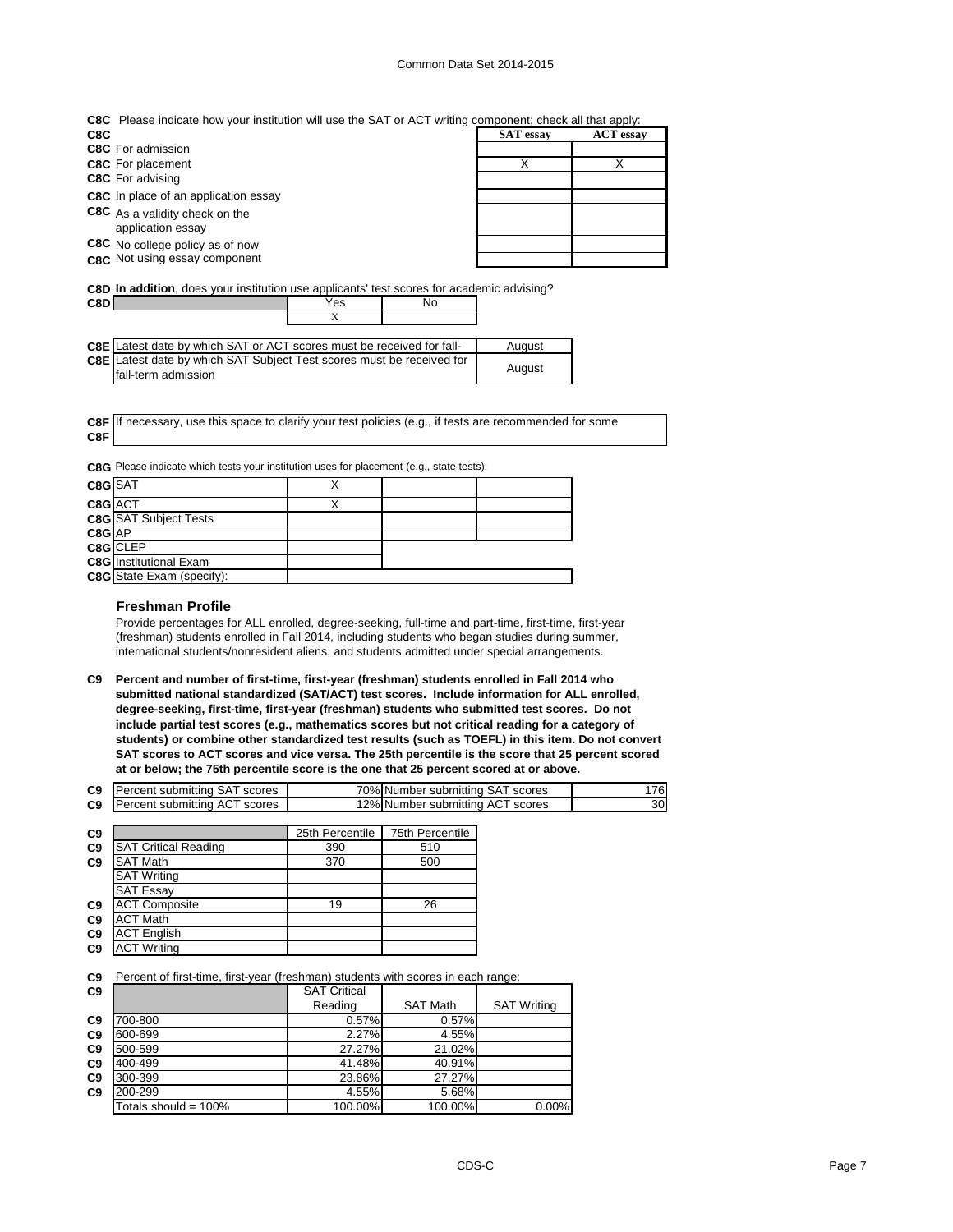**C8C** Please indicate how your institution will use the SAT or ACT writing component; check all that apply:

| C8C | | SAT essay | ACT essay |
|---|---|---|---|
| C8C | For admission | | |
| C8C | For placement | X | X |
| C8C | For advising | | |
| C8C | In place of an application essay | | |
| C8C | As a validity check on the application essay | | |
| C8C | No college policy as of now | | |
| C8C | Not using essay component | | |

**C8D** **In addition**, does your institution use applicants' test scores for academic advising?

| C8D | | Yes | No |
|---|---|---|---|
| | | X | |

| | | |
|---|---|---|
| C8E | Latest date by which SAT or ACT scores must be received for fall- | August |
| C8E | Latest date by which SAT Subject Test scores must be received for fall-term admission | August |

**C8F** If necessary, use this space to clarify your test policies (e.g., if tests are recommended for some

**C8F**

**C8G** Please indicate which tests your institution uses for placement (e.g., state tests):

| | | | | |
|---|---|---|---|---|
| C8G | SAT | X | | |
| C8G | ACT | X | | |
| C8G | SAT Subject Tests | | | |
| C8G | AP | | | |
| C8G | CLEP | | | |
| C8G | Institutional Exam | | | |
| C8G | State Exam (specify): | | | |

### Freshman Profile

Provide percentages for ALL enrolled, degree-seeking, full-time and part-time, first-time, first-year (freshman) students enrolled in Fall 2014, including students who began studies during summer, international students/nonresident aliens, and students admitted under special arrangements.

**C9 Percent and number of first-time, first-year (freshman) students enrolled in Fall 2014 who submitted national standardized (SAT/ACT) test scores. Include information for ALL enrolled, degree-seeking, first-time, first-year (freshman) students who submitted test scores. Do not include partial test scores (e.g., mathematics scores but not critical reading for a category of students) or combine other standardized test results (such as TOEFL) in this item. Do not convert SAT scores to ACT scores and vice versa. The 25th percentile is the score that 25 percent scored at or below; the 75th percentile score is the one that 25 percent scored at or above.**

| | | | | |
|---|---|---|---|---|
| C9 | Percent submitting SAT scores | 70% | Number submitting SAT scores | 176 |
| C9 | Percent submitting ACT scores | 12% | Number submitting ACT scores | 30 |

| C9 | | 25th Percentile | 75th Percentile |
|---|---|---|---|
| C9 | SAT Critical Reading | 390 | 510 |
| C9 | SAT Math | 370 | 500 |
| | SAT Writing | | |
| | SAT Essay | | |
| C9 | ACT Composite | 19 | 26 |
| C9 | ACT Math | | |
| C9 | ACT English | | |
| C9 | ACT Writing | | |

**C9** Percent of first-time, first-year (freshman) students with scores in each range:

| C9 | | SAT Critical Reading | SAT Math | SAT Writing |
|---|---|---|---|---|
| C9 | 700-800 | 0.57% | 0.57% | |
| C9 | 600-699 | 2.27% | 4.55% | |
| C9 | 500-599 | 27.27% | 21.02% | |
| C9 | 400-499 | 41.48% | 40.91% | |
| C9 | 300-399 | 23.86% | 27.27% | |
| C9 | 200-299 | 4.55% | 5.68% | |
| | Totals should = 100% | 100.00% | 100.00% | 0.00% |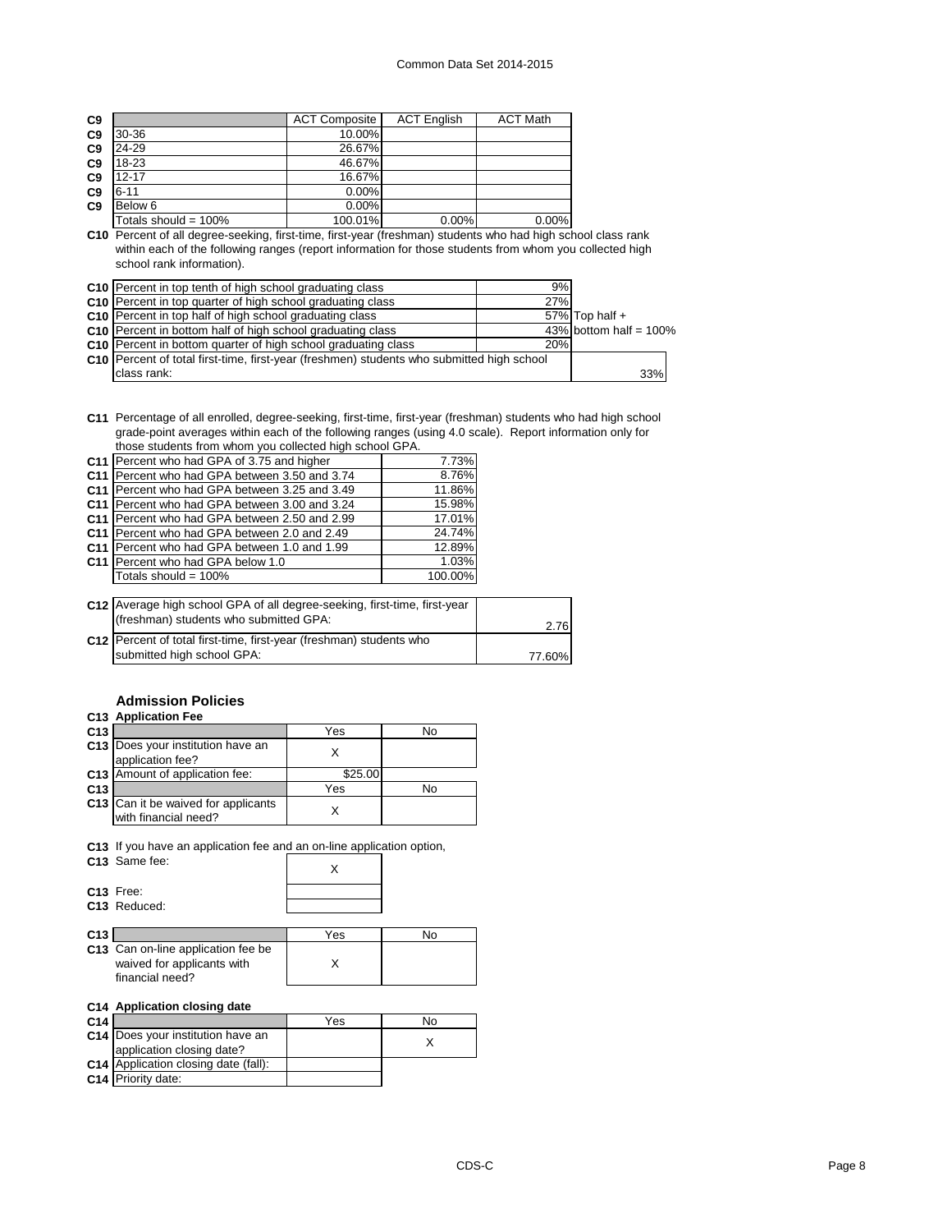| C9 | | ACT Composite | ACT English | ACT Math |
|---|---|---|---|---|
| C9 | 30-36 | 10.00% | | |
| C9 | 24-29 | 26.67% | | |
| C9 | 18-23 | 46.67% | | |
| C9 | 12-17 | 16.67% | | |
| C9 | 6-11 | 0.00% | | |
| C9 | Below 6 | 0.00% | | |
| | Totals should = 100% | 100.01% | 0.00% | 0.00% |

**C10** Percent of all degree-seeking, first-time, first-year (freshman) students who had high school class rank within each of the following ranges (report information for those students from whom you collected high school rank information).

| | | | |
|---|---|---|---|
| C10 | Percent in top tenth of high school graduating class | 9% | |
| C10 | Percent in top quarter of high school graduating class | 27% | |
| C10 | Percent in top half of high school graduating class | 57% | Top half + |
| C10 | Percent in bottom half of high school graduating class | 43% | bottom half = 100% |
| C10 | Percent in bottom quarter of high school graduating class | 20% | |
| C10 | Percent of total first-time, first-year (freshmen) students who submitted high school class rank: | | 33% |

**C11** Percentage of all enrolled, degree-seeking, first-time, first-year (freshman) students who had high school grade-point averages within each of the following ranges (using 4.0 scale). Report information only for those students from whom you collected high school GPA.

| | | |
|---|---|---|
| C11 | Percent who had GPA of 3.75 and higher | 7.73% |
| C11 | Percent who had GPA between 3.50 and 3.74 | 8.76% |
| C11 | Percent who had GPA between 3.25 and 3.49 | 11.86% |
| C11 | Percent who had GPA between 3.00 and 3.24 | 15.98% |
| C11 | Percent who had GPA between 2.50 and 2.99 | 17.01% |
| C11 | Percent who had GPA between 2.0 and 2.49 | 24.74% |
| C11 | Percent who had GPA between 1.0 and 1.99 | 12.89% |
| C11 | Percent who had GPA below 1.0 | 1.03% |
| | Totals should = 100% | 100.00% |

| | | |
|---|---|---|
| C12 | Average high school GPA of all degree-seeking, first-time, first-year (freshman) students who submitted GPA: | 2.76 |
| C12 | Percent of total first-time, first-year (freshman) students who submitted high school GPA: | 77.60% |

## Admission Policies

**C13 Application Fee**

| C13 | | Yes | No |
|---|---|---|---|
| C13 | Does your institution have an application fee? | X | |
| C13 | Amount of application fee: | $25.00 | |
| C13 | | Yes | No |
| C13 | Can it be waived for applicants with financial need? | X | |

**C13** If you have an application fee and an on-line application option,

| | | |
|---|---|---|
| C13 | Same fee: | X |
| C13 | Free: | |
| C13 | Reduced: | |

| C13 | | Yes | No |
|---|---|---|---|
| C13 | Can on-line application fee be waived for applicants with financial need? | X | |

**C14 Application closing date**

| C14 | | Yes | No |
|---|---|---|---|
| C14 | Does your institution have an application closing date? | | X |
| C14 | Application closing date (fall): | | |
| C14 | Priority date: | | |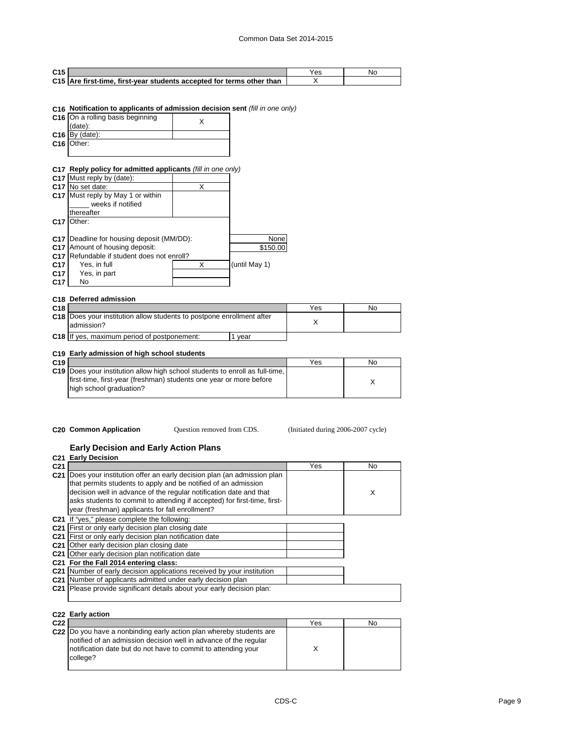| C15 | | Yes | No |
|---|---|---|---|
| C15 | **Are first-time, first-year students accepted for terms other than** | X | |

**C16 Notification to applicants of admission decision sent** *(fill in one only)*

| | | |
|---|---|---|
| C16 | On a rolling basis beginning (date): | X |
| C16 | By (date): | |
| C16 | Other: | |

**C17 Reply policy for admitted applicants** *(fill in one only)*

| | | |
|---|---|---|
| C17 | Must reply by (date): | |
| C17 | No set date: | X |
| C17 | Must reply by May 1 or within _____ weeks if notified thereafter | |
| C17 | Other: | |

| | | | |
|---|---|---|---|
| C17 | Deadline for housing deposit (MM/DD): | | None |
| C17 | Amount of housing deposit: | | $150.00 |
| C17 | Refundable if student does not enroll? | | |
| C17 | Yes, in full | X | (until May 1) |
| C17 | Yes, in part | | |
| C17 | No | | |

**C18 Deferred admission**

| C18 | | | Yes | No |
|---|---|---|---|---|
| C18 | Does your institution allow students to postpone enrollment after admission? | | X | |
| C18 | If yes, maximum period of postponement: | 1 year | | |

**C19 Early admission of high school students**

| C19 | | Yes | No |
|---|---|---|---|
| C19 | Does your institution allow high school students to enroll as full-time, first-time, first-year (freshman) students one year or more before high school graduation? | | X |

**C20 Common Application** Question removed from CDS. (Initiated during 2006-2007 cycle)

### Early Decision and Early Action Plans

**C21 Early Decision**

| C21 | | Yes | No |
|---|---|---|---|
| C21 | Does your institution offer an early decision plan (an admission plan that permits students to apply and be notified of an admission decision well in advance of the regular notification date and that asks students to commit to attending if accepted) for first-time, first-year (freshman) applicants for fall enrollment? | | X |

| | | |
|---|---|---|
| C21 | If "yes," please complete the following: | |
| C21 | First or only early decision plan closing date | |
| C21 | First or only early decision plan notification date | |
| C21 | Other early decision plan closing date | |
| C21 | Other early decision plan notification date | |
| C21 | **For the Fall 2014 entering class:** | |
| C21 | Number of early decision applications received by your institution | |
| C21 | Number of applicants admitted under early decision plan | |
| C21 | Please provide significant details about your early decision plan: | |

**C22 Early action**

| C22 | | Yes | No |
|---|---|---|---|
| C22 | Do you have a nonbinding early action plan whereby students are notified of an admission decision well in advance of the regular notification date but do not have to commit to attending your college? | X | |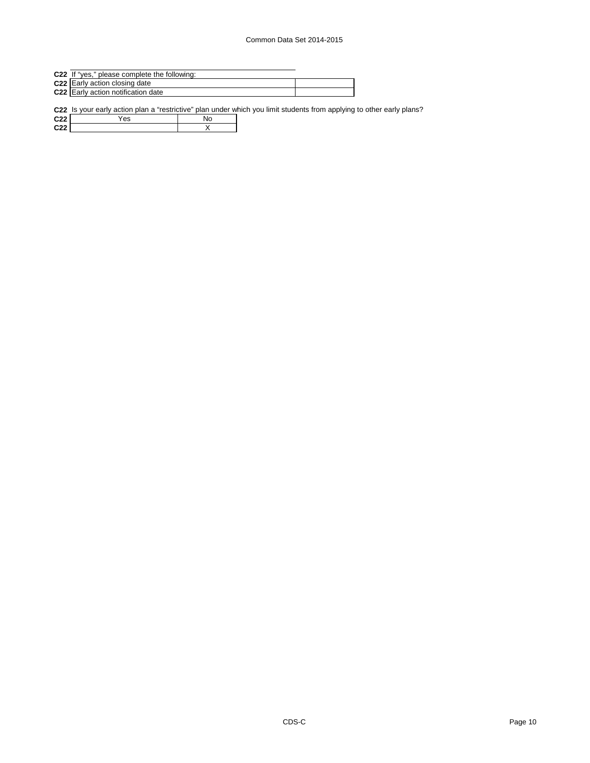**C22** If "yes," please complete the following:

| | | |
|---|---|---|
| **C22** | Early action closing date | |
| **C22** | Early action notification date | |

**C22** Is your early action plan a "restrictive" plan under which you limit students from applying to other early plans?

| | Yes | No |
|---|---|---|
| **C22** | | X |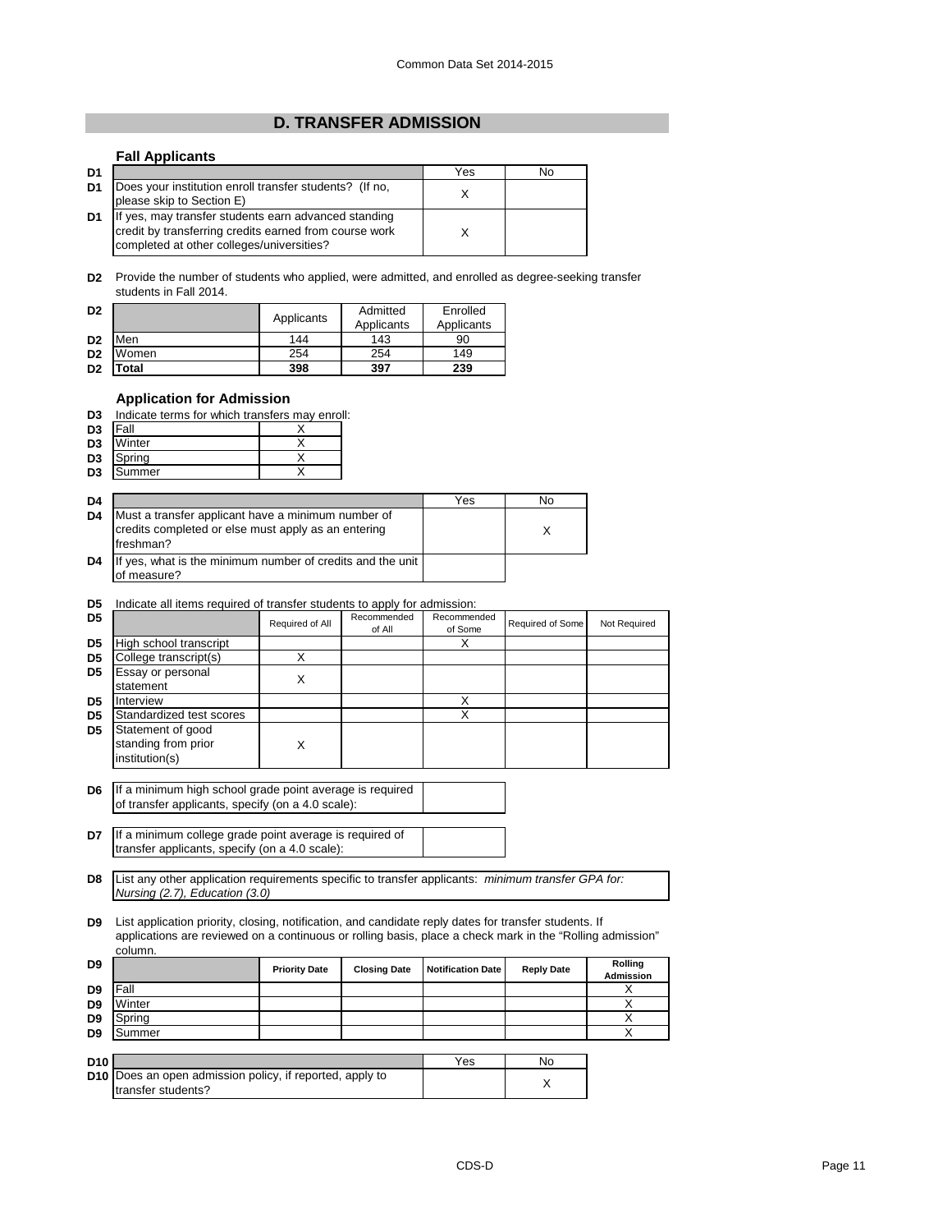## D. TRANSFER ADMISSION

### Fall Applicants

| D1 | | Yes | No |
|---|---|---|---|
| D1 | Does your institution enroll transfer students? (If no, please skip to Section E) | X | |
| D1 | If yes, may transfer students earn advanced standing credit by transferring credits earned from course work completed at other colleges/universities? | X | |

**D2** Provide the number of students who applied, were admitted, and enrolled as degree-seeking transfer students in Fall 2014.

| D2 | | Applicants | Admitted Applicants | Enrolled Applicants |
|---|---|---|---|---|
| D2 | Men | 144 | 143 | 90 |
| D2 | Women | 254 | 254 | 149 |
| D2 | **Total** | **398** | **397** | **239** |

### Application for Admission

**D3** Indicate terms for which transfers may enroll:

| D3 | Term | |
|---|---|---|
| D3 | Fall | X |
| D3 | Winter | X |
| D3 | Spring | X |
| D3 | Summer | X |

| D4 | | Yes | No |
|---|---|---|---|
| D4 | Must a transfer applicant have a minimum number of credits completed or else must apply as an entering freshman? | | X |
| D4 | If yes, what is the minimum number of credits and the unit of measure? | | |

**D5** Indicate all items required of transfer students to apply for admission:

| D5 | | Required of All | Recommended of All | Recommended of Some | Required of Some | Not Required |
|---|---|---|---|---|---|---|
| D5 | High school transcript | | | X | | |
| D5 | College transcript(s) | X | | | | |
| D5 | Essay or personal statement | X | | | | |
| D5 | Interview | | | X | | |
| D5 | Standardized test scores | | | X | | |
| D5 | Statement of good standing from prior institution(s) | X | | | | |

| D6 | If a minimum high school grade point average is required of transfer applicants, specify (on a 4.0 scale): | |
|---|---|---|

| D7 | If a minimum college grade point average is required of transfer applicants, specify (on a 4.0 scale): | |
|---|---|---|

**D8** List any other application requirements specific to transfer applicants: *minimum transfer GPA for: Nursing (2.7), Education (3.0)*

**D9** List application priority, closing, notification, and candidate reply dates for transfer students. If applications are reviewed on a continuous or rolling basis, place a check mark in the "Rolling admission" column.

| D9 | | Priority Date | Closing Date | Notification Date | Reply Date | Rolling Admission |
|---|---|---|---|---|---|---|
| D9 | Fall | | | | | X |
| D9 | Winter | | | | | X |
| D9 | Spring | | | | | X |
| D9 | Summer | | | | | X |

| D10 | | Yes | No |
|---|---|---|---|
| D10 | Does an open admission policy, if reported, apply to transfer students? | | X |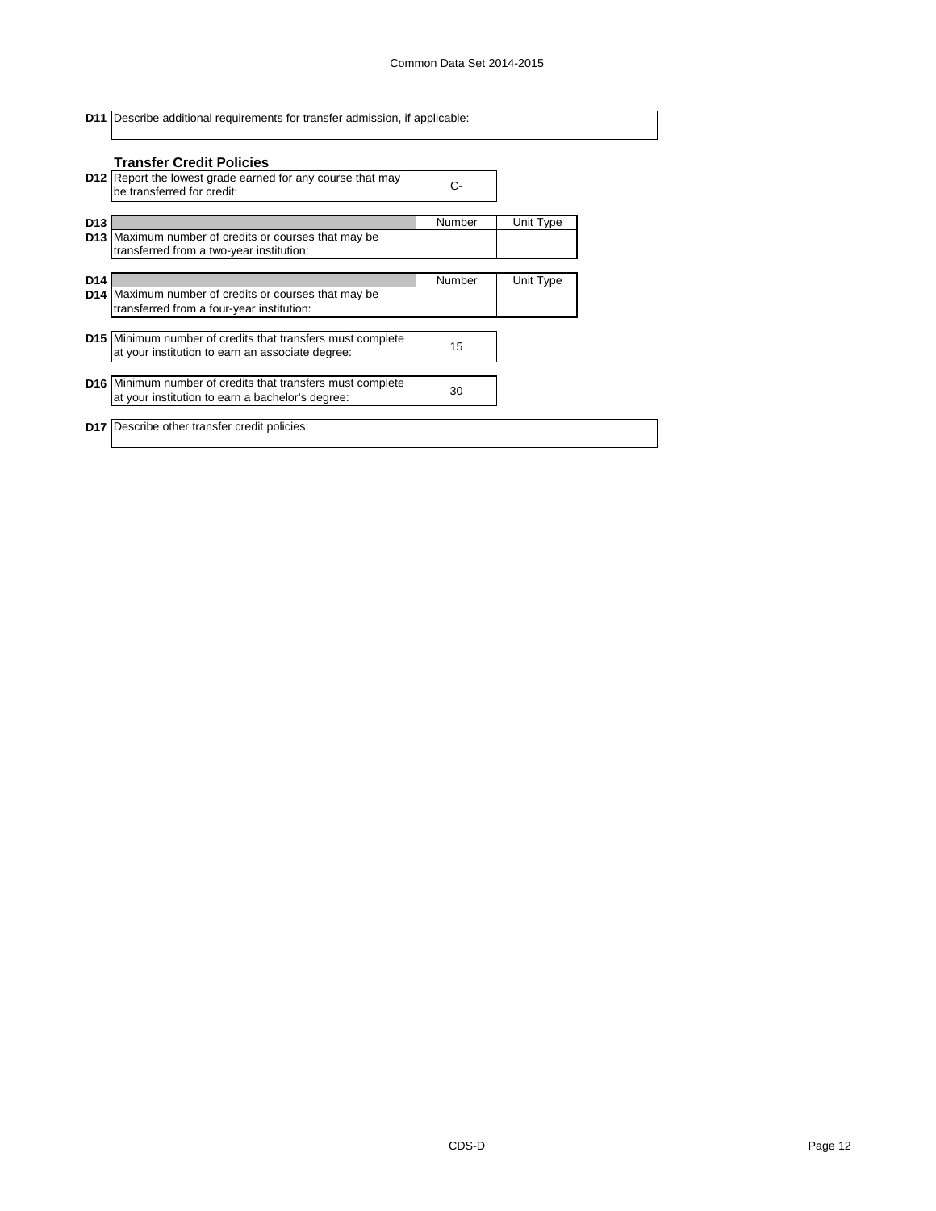| | |
|---|---|
| **D11** | Describe additional requirements for transfer admission, if applicable: |

### Transfer Credit Policies

| | | |
|---|---|---|
| **D12** | Report the lowest grade earned for any course that may be transferred for credit: | C- |

| | | Number | Unit Type |
|---|---|---|---|
| **D13** | Maximum number of credits or courses that may be transferred from a two-year institution: | | |

| | | Number | Unit Type |
|---|---|---|---|
| **D14** | Maximum number of credits or courses that may be transferred from a four-year institution: | | |

| | | |
|---|---|---|
| **D15** | Minimum number of credits that transfers must complete at your institution to earn an associate degree: | 15 |

| | | |
|---|---|---|
| **D16** | Minimum number of credits that transfers must complete at your institution to earn a bachelor's degree: | 30 |

| | |
|---|---|
| **D17** | Describe other transfer credit policies: |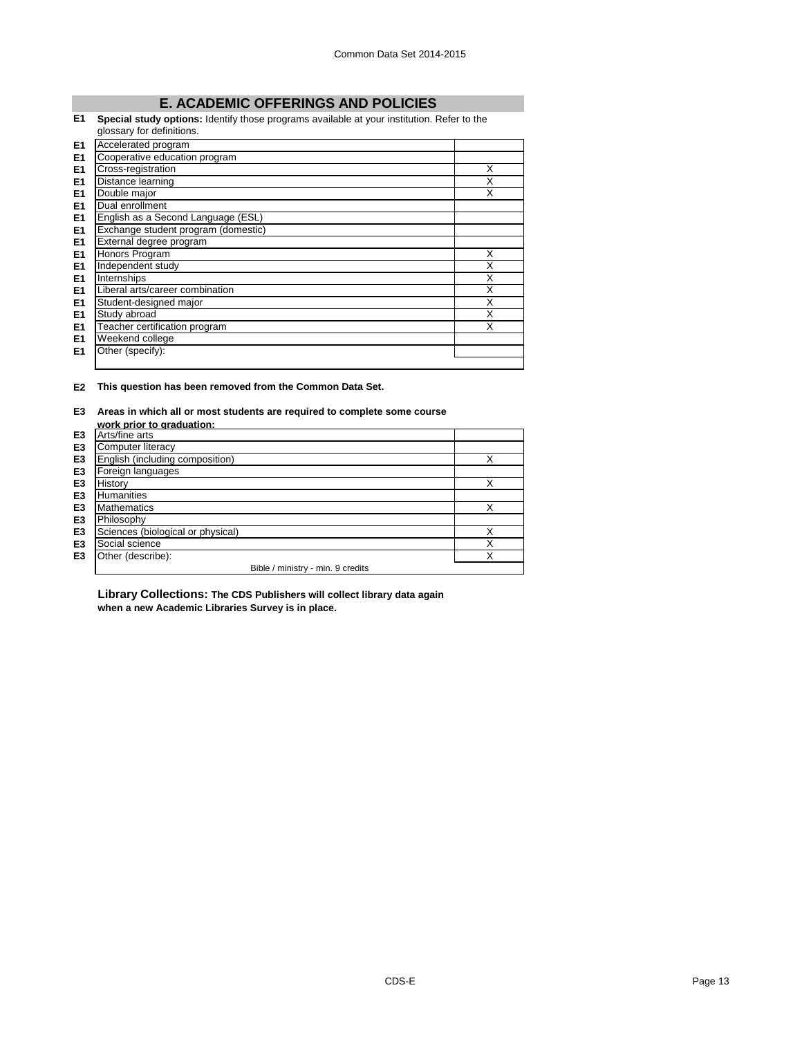## E. ACADEMIC OFFERINGS AND POLICIES

**E1 Special study options:** Identify those programs available at your institution. Refer to the glossary for definitions.

| | Program | |
|---|---|---|
| E1 | Accelerated program | |
| E1 | Cooperative education program | |
| E1 | Cross-registration | X |
| E1 | Distance learning | X |
| E1 | Double major | X |
| E1 | Dual enrollment | |
| E1 | English as a Second Language (ESL) | |
| E1 | Exchange student program (domestic) | |
| E1 | External degree program | |
| E1 | Honors Program | X |
| E1 | Independent study | X |
| E1 | Internships | X |
| E1 | Liberal arts/career combination | X |
| E1 | Student-designed major | X |
| E1 | Study abroad | X |
| E1 | Teacher certification program | X |
| E1 | Weekend college | |
| E1 | Other (specify): | |

**E2 This question has been removed from the Common Data Set.**

**E3 Areas in which all or most students are required to complete some course work prior to graduation:**

| | Area | |
|---|---|---|
| E3 | Arts/fine arts | |
| E3 | Computer literacy | |
| E3 | English (including composition) | X |
| E3 | Foreign languages | |
| E3 | History | X |
| E3 | Humanities | |
| E3 | Mathematics | X |
| E3 | Philosophy | |
| E3 | Sciences (biological or physical) | X |
| E3 | Social science | X |
| E3 | Other (describe): | X |
| | Bible / ministry - min. 9 credits | |

**Library Collections: The CDS Publishers will collect library data again when a new Academic Libraries Survey is in place.**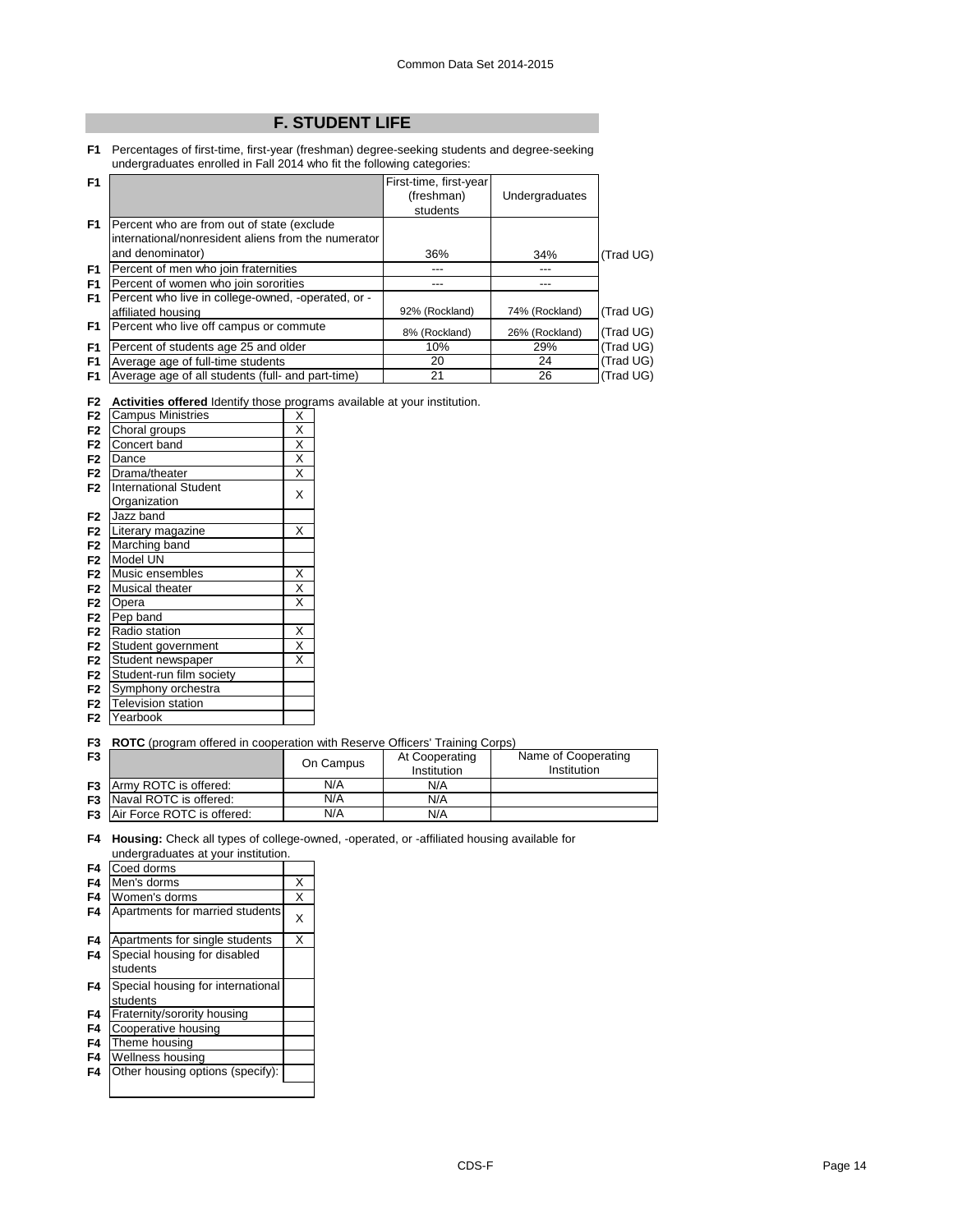## F. STUDENT LIFE

**F1** Percentages of first-time, first-year (freshman) degree-seeking students and degree-seeking undergraduates enrolled in Fall 2014 who fit the following categories:

| | | First-time, first-year (freshman) students | Undergraduates | |
|---|---|---|---|---|
| F1 | Percent who are from out of state (exclude international/nonresident aliens from the numerator and denominator) | 36% | 34% | (Trad UG) |
| F1 | Percent of men who join fraternities | --- | --- | |
| F1 | Percent of women who join sororities | --- | --- | |
| F1 | Percent who live in college-owned, -operated, or -affiliated housing | 92% (Rockland) | 74% (Rockland) | (Trad UG) |
| F1 | Percent who live off campus or commute | 8% (Rockland) | 26% (Rockland) | (Trad UG) |
| F1 | Percent of students age 25 and older | 10% | 29% | (Trad UG) |
| F1 | Average age of full-time students | 20 | 24 | (Trad UG) |
| F1 | Average age of all students (full- and part-time) | 21 | 26 | (Trad UG) |

**F2** **Activities offered** Identify those programs available at your institution.

| | | |
|---|---|---|
| F2 | Campus Ministries | X |
| F2 | Choral groups | X |
| F2 | Concert band | X |
| F2 | Dance | X |
| F2 | Drama/theater | X |
| F2 | International Student Organization | X |
| F2 | Jazz band | |
| F2 | Literary magazine | X |
| F2 | Marching band | |
| F2 | Model UN | |
| F2 | Music ensembles | X |
| F2 | Musical theater | X |
| F2 | Opera | X |
| F2 | Pep band | |
| F2 | Radio station | X |
| F2 | Student government | X |
| F2 | Student newspaper | X |
| F2 | Student-run film society | |
| F2 | Symphony orchestra | |
| F2 | Television station | |
| F2 | Yearbook | |

**F3** **ROTC** (program offered in cooperation with Reserve Officers' Training Corps)

| | | On Campus | At Cooperating Institution | Name of Cooperating Institution |
|---|---|---|---|---|
| F3 | Army ROTC is offered: | N/A | N/A | |
| F3 | Naval ROTC is offered: | N/A | N/A | |
| F3 | Air Force ROTC is offered: | N/A | N/A | |

**F4** **Housing:** Check all types of college-owned, -operated, or -affiliated housing available for undergraduates at your institution.

| | | |
|---|---|---|
| F4 | Coed dorms | |
| F4 | Men's dorms | X |
| F4 | Women's dorms | X |
| F4 | Apartments for married students | X |
| F4 | Apartments for single students | X |
| F4 | Special housing for disabled students | |
| F4 | Special housing for international students | |
| F4 | Fraternity/sorority housing | |
| F4 | Cooperative housing | |
| F4 | Theme housing | |
| F4 | Wellness housing | |
| F4 | Other housing options (specify): | |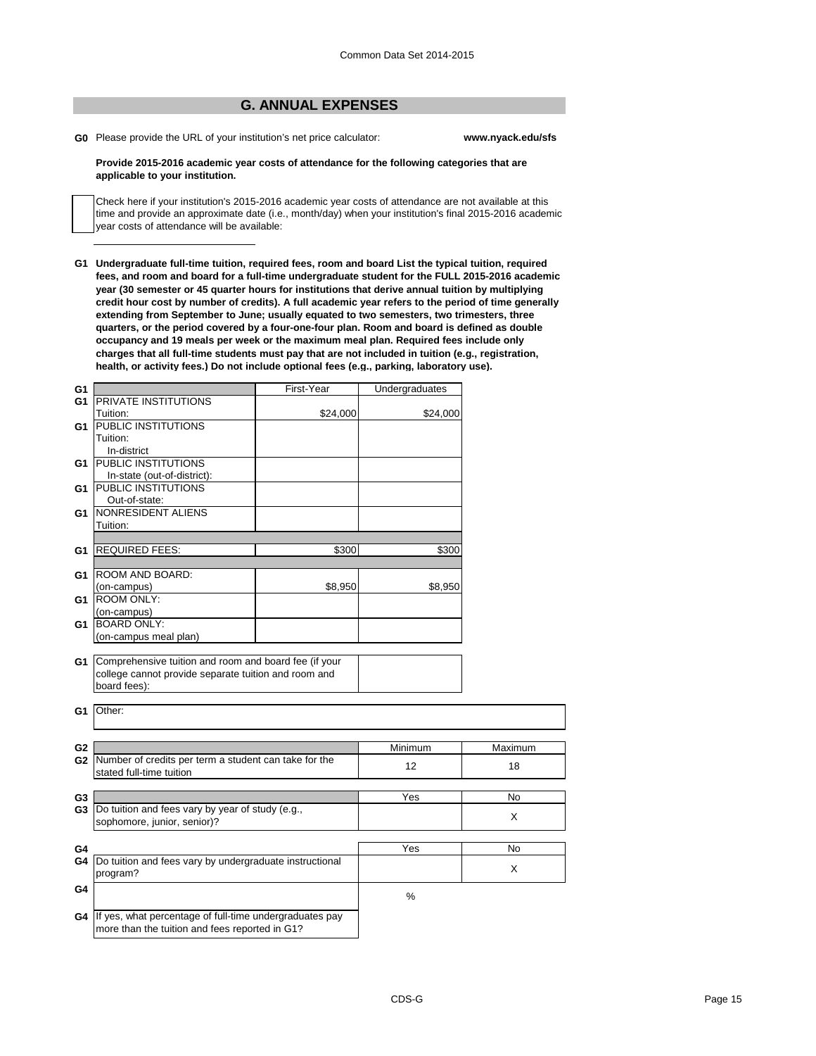## G. ANNUAL EXPENSES

**G0** Please provide the URL of your institution's net price calculator: **www.nyack.edu/sfs**

**Provide 2015-2016 academic year costs of attendance for the following categories that are applicable to your institution.**

Check here if your institution's 2015-2016 academic year costs of attendance are not available at this time and provide an approximate date (i.e., month/day) when your institution's final 2015-2016 academic year costs of attendance will be available:

**G1 Undergraduate full-time tuition, required fees, room and board List the typical tuition, required fees, and room and board for a full-time undergraduate student for the FULL 2015-2016 academic year (30 semester or 45 quarter hours for institutions that derive annual tuition by multiplying credit hour cost by number of credits). A full academic year refers to the period of time generally extending from September to June; usually equated to two semesters, two trimesters, three quarters, or the period covered by a four-one-four plan. Room and board is defined as double occupancy and 19 meals per week or the maximum meal plan. Required fees include only charges that all full-time students must pay that are not included in tuition (e.g., registration, health, or activity fees.) Do not include optional fees (e.g., parking, laboratory use).**

| | | First-Year | Undergraduates |
|---|---|---|---|
| G1 | PRIVATE INSTITUTIONS Tuition: | $24,000 | $24,000 |
| G1 | PUBLIC INSTITUTIONS Tuition: In-district | | |
| G1 | PUBLIC INSTITUTIONS In-state (out-of-district): | | |
| G1 | PUBLIC INSTITUTIONS Out-of-state: | | |
| G1 | NONRESIDENT ALIENS Tuition: | | |
| G1 | REQUIRED FEES: | $300 | $300 |
| G1 | ROOM AND BOARD: (on-campus) | $8,950 | $8,950 |
| G1 | ROOM ONLY: (on-campus) | | |
| G1 | BOARD ONLY: (on-campus meal plan) | | |

| | | |
|---|---|---|
| G1 | Comprehensive tuition and room and board fee (if your college cannot provide separate tuition and room and board fees): | |
| G1 | Other: | |

| | | Minimum | Maximum |
|---|---|---|---|
| G2 | Number of credits per term a student can take for the stated full-time tuition | 12 | 18 |

| | | Yes | No |
|---|---|---|---|
| G3 | Do tuition and fees vary by year of study (e.g., sophomore, junior, senior)? | | X |

| | | Yes | No |
|---|---|---|---|
| G4 | Do tuition and fees vary by undergraduate instructional program? | | X |
| G4 | | % | |
| G4 | If yes, what percentage of full-time undergraduates pay more than the tuition and fees reported in G1? | | |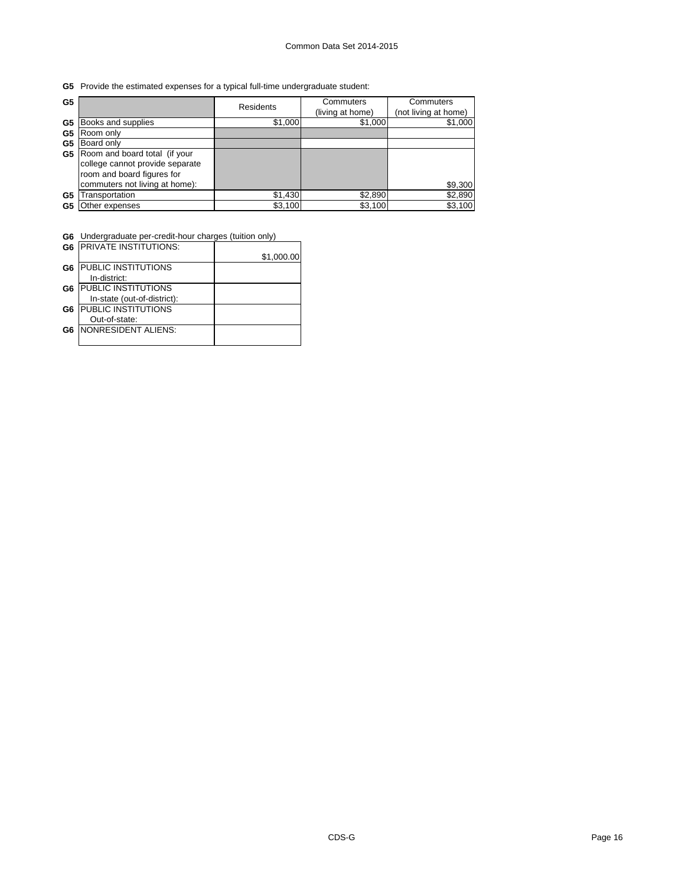**G5** Provide the estimated expenses for a typical full-time undergraduate student:

| G5 | | Residents | Commuters (living at home) | Commuters (not living at home) |
|---|---|---|---|---|
| G5 | Books and supplies | $1,000 | $1,000 | $1,000 |
| G5 | Room only | | | |
| G5 | Board only | | | |
| G5 | Room and board total (if your college cannot provide separate room and board figures for commuters not living at home): | | | $9,300 |
| G5 | Transportation | $1,430 | $2,890 | $2,890 |
| G5 | Other expenses | $3,100 | $3,100 | $3,100 |

**G6** Undergraduate per-credit-hour charges (tuition only)

| G6 | | |
|---|---|---|
| G6 | PRIVATE INSTITUTIONS: | $1,000.00 |
| G6 | PUBLIC INSTITUTIONS In-district: | |
| G6 | PUBLIC INSTITUTIONS In-state (out-of-district): | |
| G6 | PUBLIC INSTITUTIONS Out-of-state: | |
| G6 | NONRESIDENT ALIENS: | |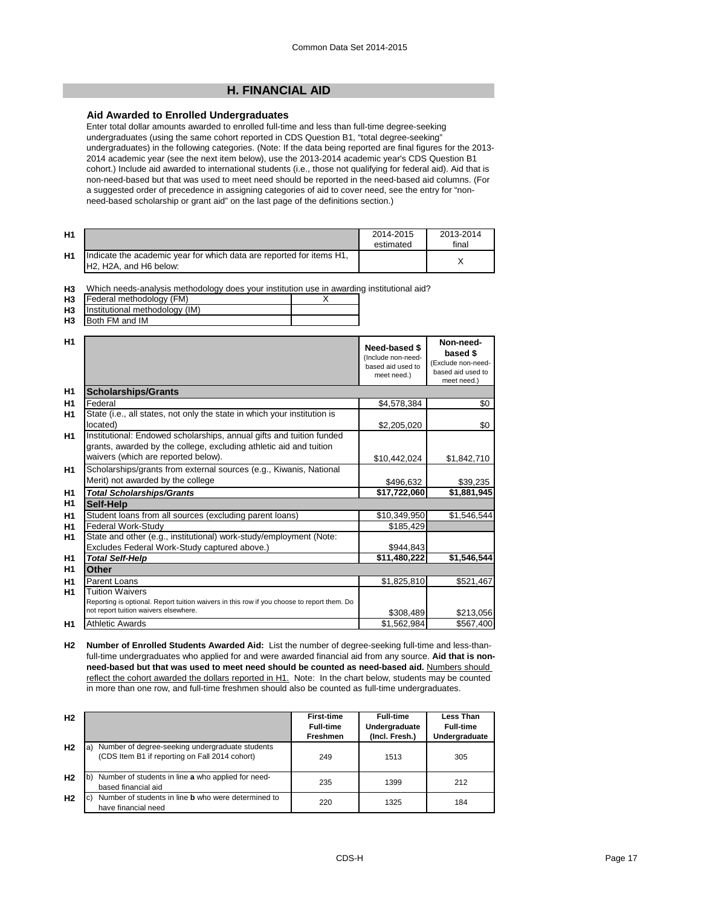## H. FINANCIAL AID

### Aid Awarded to Enrolled Undergraduates

Enter total dollar amounts awarded to enrolled full-time and less than full-time degree-seeking undergraduates (using the same cohort reported in CDS Question B1, "total degree-seeking" undergraduates) in the following categories. (Note: If the data being reported are final figures for the 2013-2014 academic year (see the next item below), use the 2013-2014 academic year's CDS Question B1 cohort.) Include aid awarded to international students (i.e., those not qualifying for federal aid). Aid that is non-need-based but that was used to meet need should be reported in the need-based aid columns. (For a suggested order of precedence in assigning categories of aid to cover need, see the entry for "non-need-based scholarship or grant aid" on the last page of the definitions section.)

| | | 2014-2015 estimated | 2013-2014 final |
|---|---|---|---|
| H1 | Indicate the academic year for which data are reported for items H1, H2, H2A, and H6 below: | | X |

H3 Which needs-analysis methodology does your institution use in awarding institutional aid?

| | | |
|---|---|---|
| H3 | Federal methodology (FM) | X |
| H3 | Institutional methodology (IM) | |
| H3 | Both FM and IM | |

| | | Need-based $ (Include non-need-based aid used to meet need.) | Non-need-based $ (Exclude non-need-based aid used to meet need.) |
|---|---|---|---|
| H1 | **Scholarships/Grants** | | |
| H1 | Federal | $4,578,384 | $0 |
| H1 | State (i.e., all states, not only the state in which your institution is located) | $2,205,020 | $0 |
| H1 | Institutional: Endowed scholarships, annual gifts and tuition funded grants, awarded by the college, excluding athletic aid and tuition waivers (which are reported below). | $10,442,024 | $1,842,710 |
| H1 | Scholarships/grants from external sources (e.g., Kiwanis, National Merit) not awarded by the college | $496,632 | $39,235 |
| H1 | ***Total Scholarships/Grants*** | $17,722,060 | $1,881,945 |
| H1 | **Self-Help** | | |
| H1 | Student loans from all sources (excluding parent loans) | $10,349,950 | $1,546,544 |
| H1 | Federal Work-Study | $185,429 | |
| H1 | State and other (e.g., institutional) work-study/employment (Note: Excludes Federal Work-Study captured above.) | $944,843 | |
| H1 | ***Total Self-Help*** | $11,480,222 | $1,546,544 |
| H1 | **Other** | | |
| H1 | Parent Loans | $1,825,810 | $521,467 |
| H1 | Tuition Waivers<br>Reporting is optional. Report tuition waivers in this row if you choose to report them. Do not report tuition waivers elsewhere. | $308,489 | $213,056 |
| H1 | Athletic Awards | $1,562,984 | $567,400 |

**H2 Number of Enrolled Students Awarded Aid:** List the number of degree-seeking full-time and less-than-full-time undergraduates who applied for and were awarded financial aid from any source. **Aid that is non-need-based but that was used to meet need should be counted as need-based aid.** Numbers should reflect the cohort awarded the dollars reported in H1. Note: In the chart below, students may be counted in more than one row, and full-time freshmen should also be counted as full-time undergraduates.

| | | First-time Full-time Freshmen | Full-time Undergraduate (Incl. Fresh.) | Less Than Full-time Undergraduate |
|---|---|---|---|---|
| H2 | a) Number of degree-seeking undergraduate students (CDS Item B1 if reporting on Fall 2014 cohort) | 249 | 1513 | 305 |
| H2 | b) Number of students in line **a** who applied for need-based financial aid | 235 | 1399 | 212 |
| H2 | c) Number of students in line **b** who were determined to have financial need | 220 | 1325 | 184 |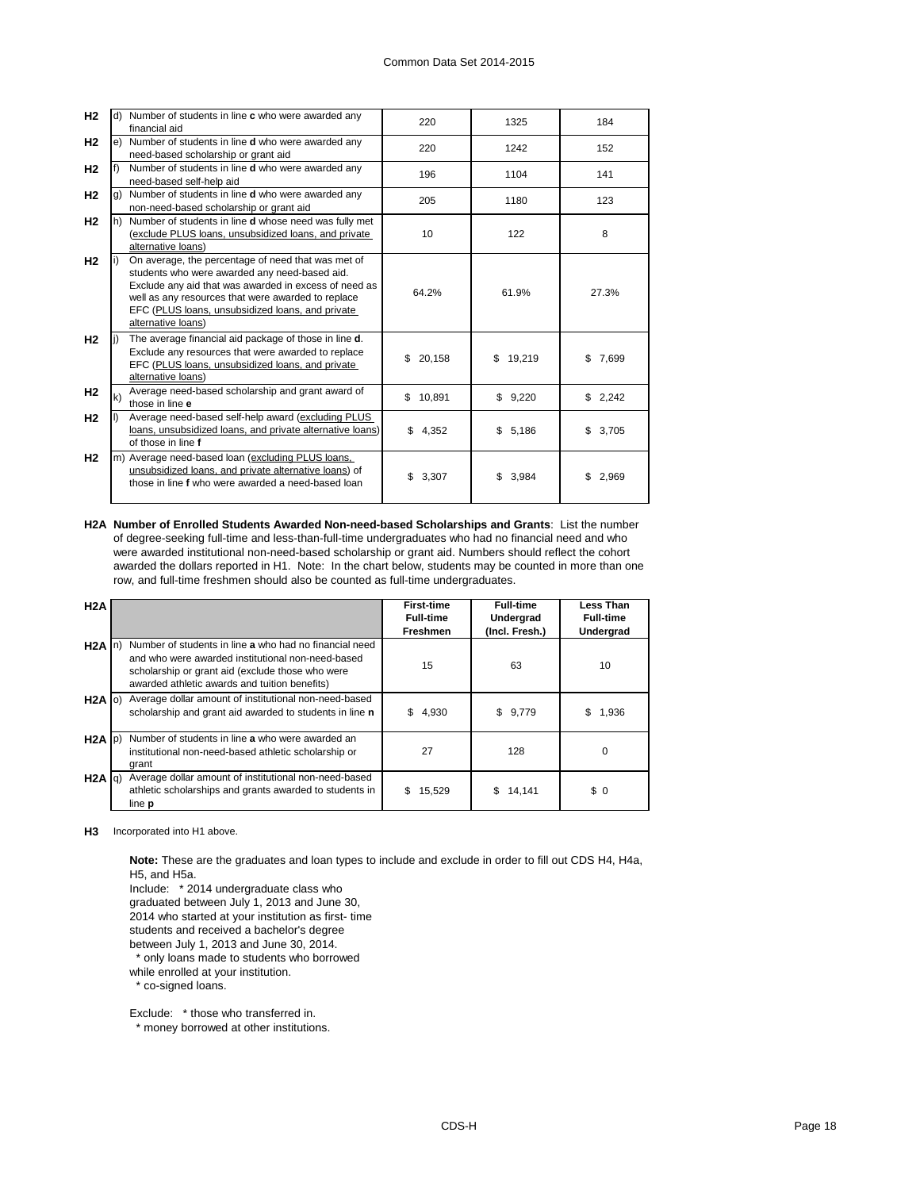| | | | | | |
|---|---|---|---|---|---|
| H2 | d) | Number of students in line **c** who were awarded any financial aid | 220 | 1325 | 184 |
| H2 | e) | Number of students in line **d** who were awarded any need-based scholarship or grant aid | 220 | 1242 | 152 |
| H2 | f) | Number of students in line **d** who were awarded any need-based self-help aid | 196 | 1104 | 141 |
| H2 | g) | Number of students in line **d** who were awarded any non-need-based scholarship or grant aid | 205 | 1180 | 123 |
| H2 | h) | Number of students in line **d** whose need was fully met (exclude PLUS loans, unsubsidized loans, and private alternative loans) | 10 | 122 | 8 |
| H2 | i) | On average, the percentage of need that was met of students who were awarded any need-based aid. Exclude any aid that was awarded in excess of need as well as any resources that were awarded to replace EFC (PLUS loans, unsubsidized loans, and private alternative loans) | 64.2% | 61.9% | 27.3% |
| H2 | j) | The average financial aid package of those in line **d**. Exclude any resources that were awarded to replace EFC (PLUS loans, unsubsidized loans, and private alternative loans) | $ 20,158 | $ 19,219 | $ 7,699 |
| H2 | k) | Average need-based scholarship and grant award of those in line **e** | $ 10,891 | $ 9,220 | $ 2,242 |
| H2 | l) | Average need-based self-help award (excluding PLUS loans, unsubsidized loans, and private alternative loans) of those in line **f** | $ 4,352 | $ 5,186 | $ 3,705 |
| H2 | m) | Average need-based loan (excluding PLUS loans, unsubsidized loans, and private alternative loans) of those in line **f** who were awarded a need-based loan | $ 3,307 | $ 3,984 | $ 2,969 |

**H2A Number of Enrolled Students Awarded Non-need-based Scholarships and Grants**: List the number of degree-seeking full-time and less-than-full-time undergraduates who had no financial need and who were awarded institutional non-need-based scholarship or grant aid. Numbers should reflect the cohort awarded the dollars reported in H1. Note: In the chart below, students may be counted in more than one row, and full-time freshmen should also be counted as full-time undergraduates.

| H2A | | | First-time Full-time Freshmen | Full-time Undergrad (Incl. Fresh.) | Less Than Full-time Undergrad |
|---|---|---|---|---|---|
| H2A | n) | Number of students in line **a** who had no financial need and who were awarded institutional non-need-based scholarship or grant aid (exclude those who were awarded athletic awards and tuition benefits) | 15 | 63 | 10 |
| H2A | o) | Average dollar amount of institutional non-need-based scholarship and grant aid awarded to students in line **n** | $ 4,930 | $ 9,779 | $ 1,936 |
| H2A | p) | Number of students in line **a** who were awarded an institutional non-need-based athletic scholarship or grant | 27 | 128 | 0 |
| H2A | q) | Average dollar amount of institutional non-need-based athletic scholarships and grants awarded to students in line **p** | $ 15,529 | $ 14,141 | $ 0 |

**H3** Incorporated into H1 above.

**Note:** These are the graduates and loan types to include and exclude in order to fill out CDS H4, H4a, H5, and H5a.

Include: * 2014 undergraduate class who graduated between July 1, 2013 and June 30, 2014 who started at your institution as first- time students and received a bachelor's degree between July 1, 2013 and June 30, 2014.
* only loans made to students who borrowed while enrolled at your institution.
* co-signed loans.

Exclude: * those who transferred in.
* money borrowed at other institutions.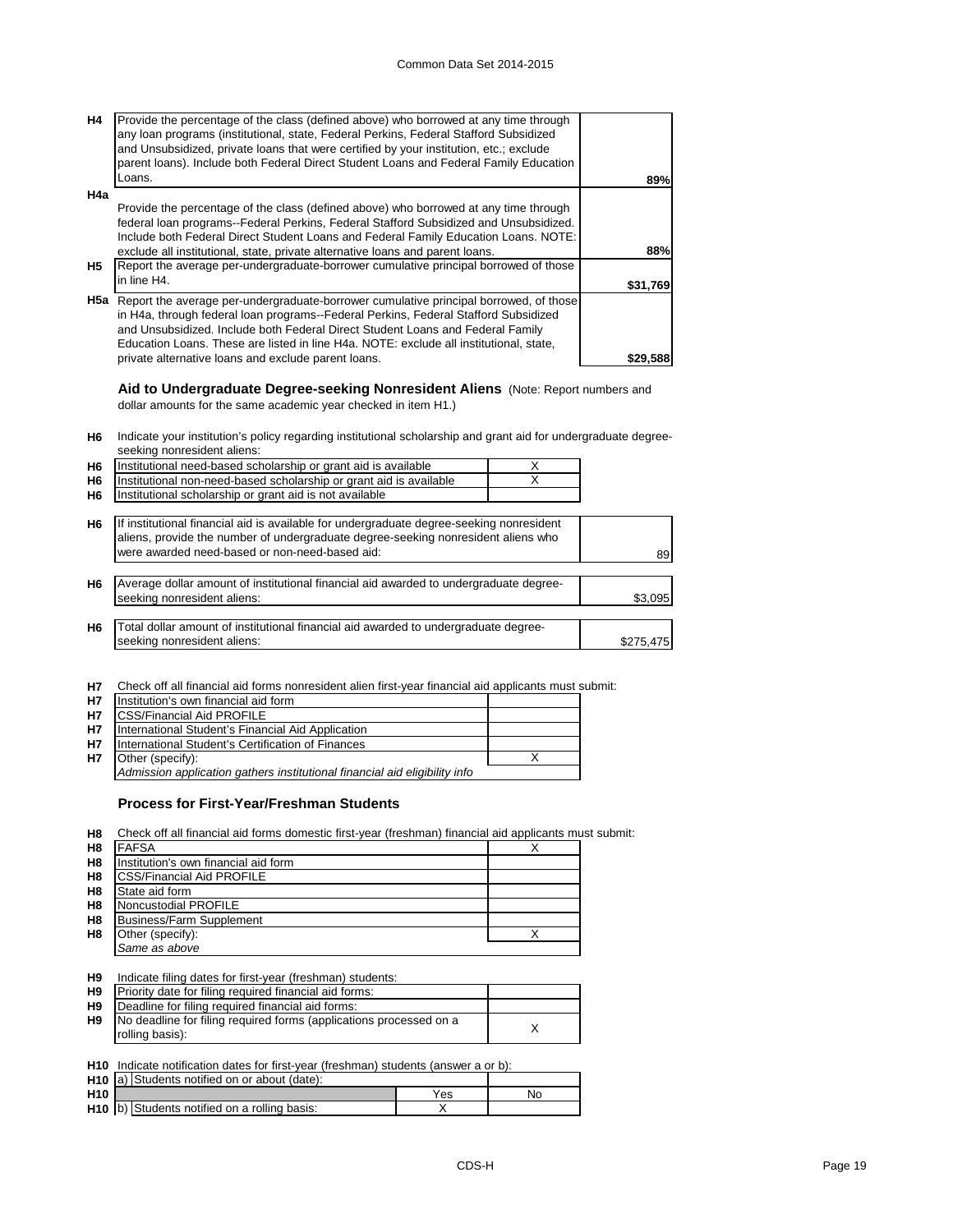| | | |
|---|---|---|
| H4 | Provide the percentage of the class (defined above) who borrowed at any time through any loan programs (institutional, state, Federal Perkins, Federal Stafford Subsidized and Unsubsidized, private loans that were certified by your institution, etc.; exclude parent loans). Include both Federal Direct Student Loans and Federal Family Education Loans. | **89%** |
| H4a | Provide the percentage of the class (defined above) who borrowed at any time through federal loan programs--Federal Perkins, Federal Stafford Subsidized and Unsubsidized. Include both Federal Direct Student Loans and Federal Family Education Loans. NOTE: exclude all institutional, state, private alternative loans and parent loans. | **88%** |
| H5 | Report the average per-undergraduate-borrower cumulative principal borrowed of those in line H4. | **$31,769** |
| H5a | Report the average per-undergraduate-borrower cumulative principal borrowed, of those in H4a, through federal loan programs--Federal Perkins, Federal Stafford Subsidized and Unsubsidized. Include both Federal Direct Student Loans and Federal Family Education Loans. These are listed in line H4a. NOTE: exclude all institutional, state, private alternative loans and exclude parent loans. | **$29,588** |

### Aid to Undergraduate Degree-seeking Nonresident Aliens (Note: Report numbers and dollar amounts for the same academic year checked in item H1.)

**H6** Indicate your institution's policy regarding institutional scholarship and grant aid for undergraduate degree-seeking nonresident aliens:

| | | |
|---|---|---|
| H6 | Institutional need-based scholarship or grant aid is available | X |
| H6 | Institutional non-need-based scholarship or grant aid is available | X |
| H6 | Institutional scholarship or grant aid is not available | |

| | | |
|---|---|---|
| H6 | If institutional financial aid is available for undergraduate degree-seeking nonresident aliens, provide the number of undergraduate degree-seeking nonresident aliens who were awarded need-based or non-need-based aid: | 89 |
| H6 | Average dollar amount of institutional financial aid awarded to undergraduate degree-seeking nonresident aliens: | $3,095 |
| H6 | Total dollar amount of institutional financial aid awarded to undergraduate degree-seeking nonresident aliens: | $275,475 |

**H7** Check off all financial aid forms nonresident alien first-year financial aid applicants must submit:

| | | |
|---|---|---|
| H7 | Institution's own financial aid form | |
| H7 | CSS/Financial Aid PROFILE | |
| H7 | International Student's Financial Aid Application | |
| H7 | International Student's Certification of Finances | |
| H7 | Other (specify): | X |
| | *Admission application gathers institutional financial aid eligibility info* | |

### Process for First-Year/Freshman Students

**H8** Check off all financial aid forms domestic first-year (freshman) financial aid applicants must submit:

| | | |
|---|---|---|
| H8 | FAFSA | X |
| H8 | Institution's own financial aid form | |
| H8 | CSS/Financial Aid PROFILE | |
| H8 | State aid form | |
| H8 | Noncustodial PROFILE | |
| H8 | Business/Farm Supplement | |
| H8 | Other (specify): | X |
| | *Same as above* | |

**H9** Indicate filing dates for first-year (freshman) students:

| | | |
|---|---|---|
| H9 | Priority date for filing required financial aid forms: | |
| H9 | Deadline for filing required financial aid forms: | |
| H9 | No deadline for filing required forms (applications processed on a rolling basis): | X |

**H10** Indicate notification dates for first-year (freshman) students (answer a or b):

| | | | |
|---|---|---|---|
| H10 | a) Students notified on or about (date): | | |
| H10 | | Yes | No |
| H10 | b) Students notified on a rolling basis: | X | |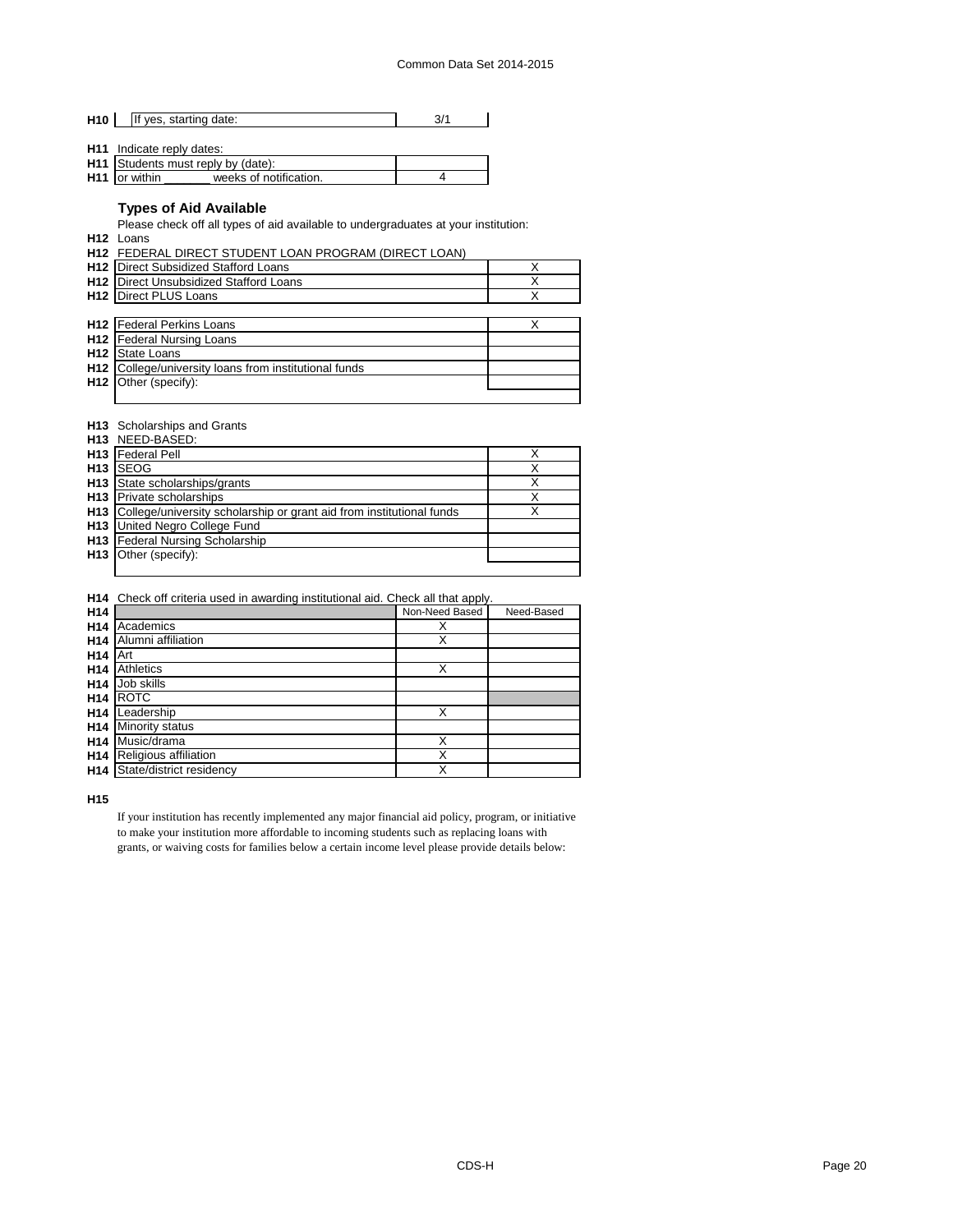| H10 | If yes, starting date: | 3/1 |
|---|---|---|

**H11** Indicate reply dates:

| | | |
|---|---|---|
| H11 | Students must reply by (date): | |
| H11 | or within _______ weeks of notification. | 4 |

### Types of Aid Available

Please check off all types of aid available to undergraduates at your institution:

**H12** Loans

**H12** FEDERAL DIRECT STUDENT LOAN PROGRAM (DIRECT LOAN)

| | | |
|---|---|---|
| H12 | Direct Subsidized Stafford Loans | X |
| H12 | Direct Unsubsidized Stafford Loans | X |
| H12 | Direct PLUS Loans | X |

| | | |
|---|---|---|
| H12 | Federal Perkins Loans | X |
| H12 | Federal Nursing Loans | |
| H12 | State Loans | |
| H12 | College/university loans from institutional funds | |
| H12 | Other (specify): | |

**H13** Scholarships and Grants

**H13** NEED-BASED:

| | | |
|---|---|---|
| H13 | Federal Pell | X |
| H13 | SEOG | X |
| H13 | State scholarships/grants | X |
| H13 | Private scholarships | X |
| H13 | College/university scholarship or grant aid from institutional funds | X |
| H13 | United Negro College Fund | |
| H13 | Federal Nursing Scholarship | |
| H13 | Other (specify): | |

**H14** Check off criteria used in awarding institutional aid. Check all that apply.

| H14 | | Non-Need Based | Need-Based |
|---|---|---|---|
| H14 | Academics | X | |
| H14 | Alumni affiliation | X | |
| H14 | Art | | |
| H14 | Athletics | X | |
| H14 | Job skills | | |
| H14 | ROTC | | |
| H14 | Leadership | X | |
| H14 | Minority status | | |
| H14 | Music/drama | X | |
| H14 | Religious affiliation | X | |
| H14 | State/district residency | X | |

**H15**

If your institution has recently implemented any major financial aid policy, program, or initiative to make your institution more affordable to incoming students such as replacing loans with grants, or waiving costs for families below a certain income level please provide details below: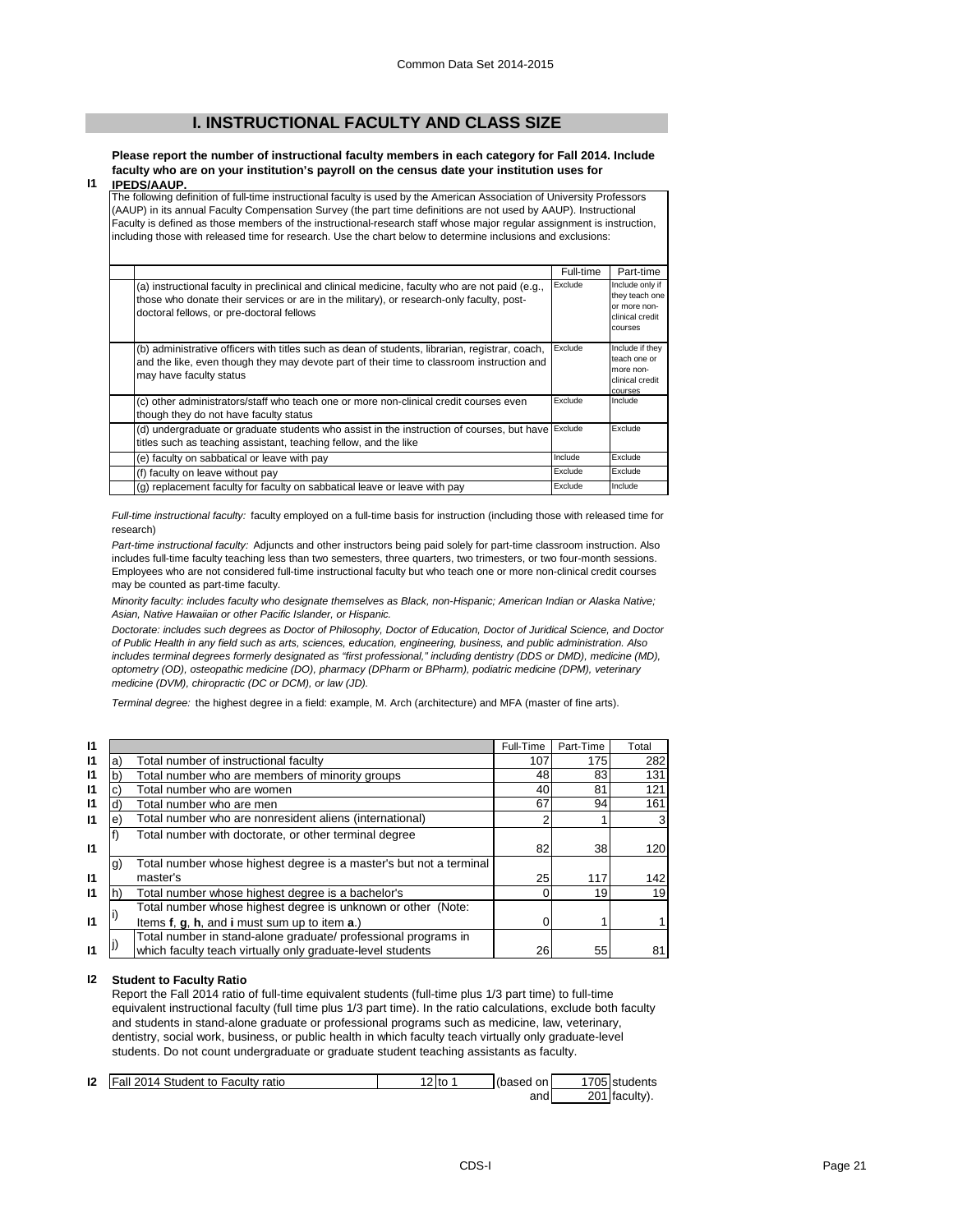## I. INSTRUCTIONAL FACULTY AND CLASS SIZE

**I1** **Please report the number of instructional faculty members in each category for Fall 2014. Include faculty who are on your institution's payroll on the census date your institution uses for IPEDS/AAUP.**

The following definition of full-time instructional faculty is used by the American Association of University Professors (AAUP) in its annual Faculty Compensation Survey (the part time definitions are not used by AAUP). Instructional Faculty is defined as those members of the instructional-research staff whose major regular assignment is instruction, including those with released time for research. Use the chart below to determine inclusions and exclusions:

| | Full-time | Part-time |
|---|---|---|
| (a) instructional faculty in preclinical and clinical medicine, faculty who are not paid (e.g., those who donate their services or are in the military), or research-only faculty, post-doctoral fellows, or pre-doctoral fellows | Exclude | Include only if they teach one or more non-clinical credit courses |
| (b) administrative officers with titles such as dean of students, librarian, registrar, coach, and the like, even though they may devote part of their time to classroom instruction and may have faculty status | Exclude | Include if they teach one or more non-clinical credit courses |
| (c) other administrators/staff who teach one or more non-clinical credit courses even though they do not have faculty status | Exclude | Include |
| (d) undergraduate or graduate students who assist in the instruction of courses, but have titles such as teaching assistant, teaching fellow, and the like | Exclude | Exclude |
| (e) faculty on sabbatical or leave with pay | Include | Exclude |
| (f) faculty on leave without pay | Exclude | Exclude |
| (g) replacement faculty for faculty on sabbatical leave or leave with pay | Exclude | Include |

*Full-time instructional faculty:* faculty employed on a full-time basis for instruction (including those with released time for research)

*Part-time instructional faculty:* Adjuncts and other instructors being paid solely for part-time classroom instruction. Also includes full-time faculty teaching less than two semesters, three quarters, two trimesters, or two four-month sessions. Employees who are not considered full-time instructional faculty but who teach one or more non-clinical credit courses may be counted as part-time faculty.

*Minority faculty: includes faculty who designate themselves as Black, non-Hispanic; American Indian or Alaska Native; Asian, Native Hawaiian or other Pacific Islander, or Hispanic.*

*Doctorate: includes such degrees as Doctor of Philosophy, Doctor of Education, Doctor of Juridical Science, and Doctor of Public Health in any field such as arts, sciences, education, engineering, business, and public administration. Also includes terminal degrees formerly designated as "first professional," including dentistry (DDS or DMD), medicine (MD), optometry (OD), osteopathic medicine (DO), pharmacy (DPharm or BPharm), podiatric medicine (DPM), veterinary medicine (DVM), chiropractic (DC or DCM), or law (JD).*

*Terminal degree:* the highest degree in a field: example, M. Arch (architecture) and MFA (master of fine arts).

| | | | Full-Time | Part-Time | Total |
|---|---|---|---|---|---|
| I1 | a) | Total number of instructional faculty | 107 | 175 | 282 |
| I1 | b) | Total number who are members of minority groups | 48 | 83 | 131 |
| I1 | c) | Total number who are women | 40 | 81 | 121 |
| I1 | d) | Total number who are men | 67 | 94 | 161 |
| I1 | e) | Total number who are nonresident aliens (international) | 2 | 1 | 3 |
| I1 | f) | Total number with doctorate, or other terminal degree | 82 | 38 | 120 |
| I1 | g) | Total number whose highest degree is a master's but not a terminal master's | 25 | 117 | 142 |
| I1 | h) | Total number whose highest degree is a bachelor's | 0 | 19 | 19 |
| I1 | i) | Total number whose highest degree is unknown or other (Note: Items **f**, **g**, **h**, and **i** must sum up to item **a**.) | 0 | 1 | 1 |
| I1 | j) | Total number in stand-alone graduate/ professional programs in which faculty teach virtually only graduate-level students | 26 | 55 | 81 |

**I2** **Student to Faculty Ratio**

Report the Fall 2014 ratio of full-time equivalent students (full-time plus 1/3 part time) to full-time equivalent instructional faculty (full time plus 1/3 part time). In the ratio calculations, exclude both faculty and students in stand-alone graduate or professional programs such as medicine, law, veterinary, dentistry, social work, business, or public health in which faculty teach virtually only graduate-level students. Do not count undergraduate or graduate student teaching assistants as faculty.

| | | | | | |
|---|---|---|---|---|---|
| I2 | Fall 2014 Student to Faculty ratio | 12 to 1 | (based on | 1705 | students |
| | | | and | 201 | faculty). |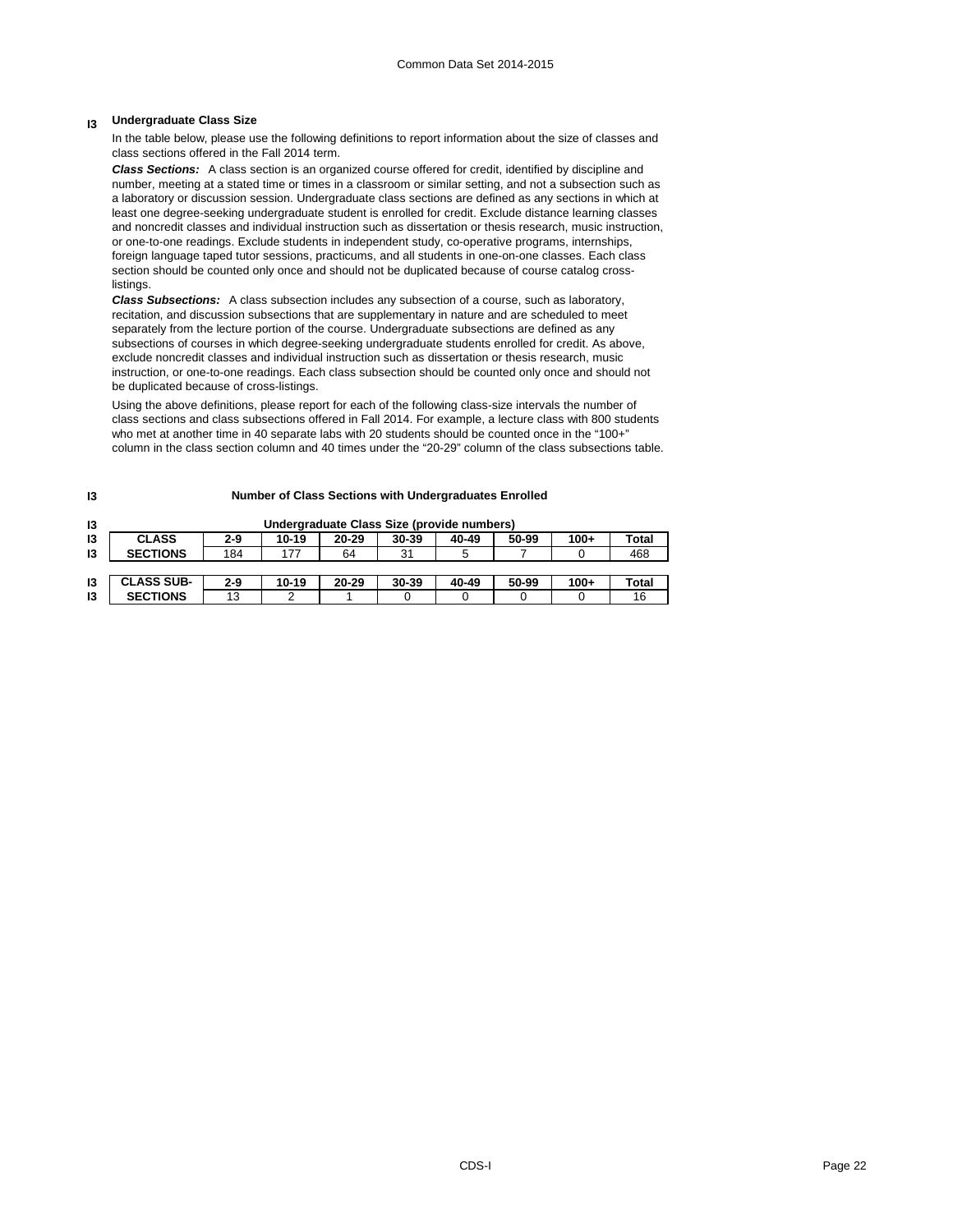## I3 Undergraduate Class Size

In the table below, please use the following definitions to report information about the size of classes and class sections offered in the Fall 2014 term.

***Class Sections:*** A class section is an organized course offered for credit, identified by discipline and number, meeting at a stated time or times in a classroom or similar setting, and not a subsection such as a laboratory or discussion session. Undergraduate class sections are defined as any sections in which at least one degree-seeking undergraduate student is enrolled for credit. Exclude distance learning classes and noncredit classes and individual instruction such as dissertation or thesis research, music instruction, or one-to-one readings. Exclude students in independent study, co-operative programs, internships, foreign language taped tutor sessions, practicums, and all students in one-on-one classes. Each class section should be counted only once and should not be duplicated because of course catalog cross-listings.

***Class Subsections:*** A class subsection includes any subsection of a course, such as laboratory, recitation, and discussion subsections that are supplementary in nature and are scheduled to meet separately from the lecture portion of the course. Undergraduate subsections are defined as any subsections of courses in which degree-seeking undergraduate students enrolled for credit. As above, exclude noncredit classes and individual instruction such as dissertation or thesis research, music instruction, or one-to-one readings. Each class subsection should be counted only once and should not be duplicated because of cross-listings.

Using the above definitions, please report for each of the following class-size intervals the number of class sections and class subsections offered in Fall 2014. For example, a lecture class with 800 students who met at another time in 40 separate labs with 20 students should be counted once in the "100+" column in the class section column and 40 times under the "20-29" column of the class subsections table.

**I3 Number of Class Sections with Undergraduates Enrolled**

**I3 Undergraduate Class Size (provide numbers)**

| CLASS SECTIONS | 2-9 | 10-19 | 20-29 | 30-39 | 40-49 | 50-99 | 100+ | Total |
|---|---|---|---|---|---|---|---|---|
| CLASS SECTIONS | 184 | 177 | 64 | 31 | 5 | 7 | 0 | 468 |

| CLASS SUB-SECTIONS | 2-9 | 10-19 | 20-29 | 30-39 | 40-49 | 50-99 | 100+ | Total |
|---|---|---|---|---|---|---|---|---|
| CLASS SUB-SECTIONS | 13 | 2 | 1 | 0 | 0 | 0 | 0 | 16 |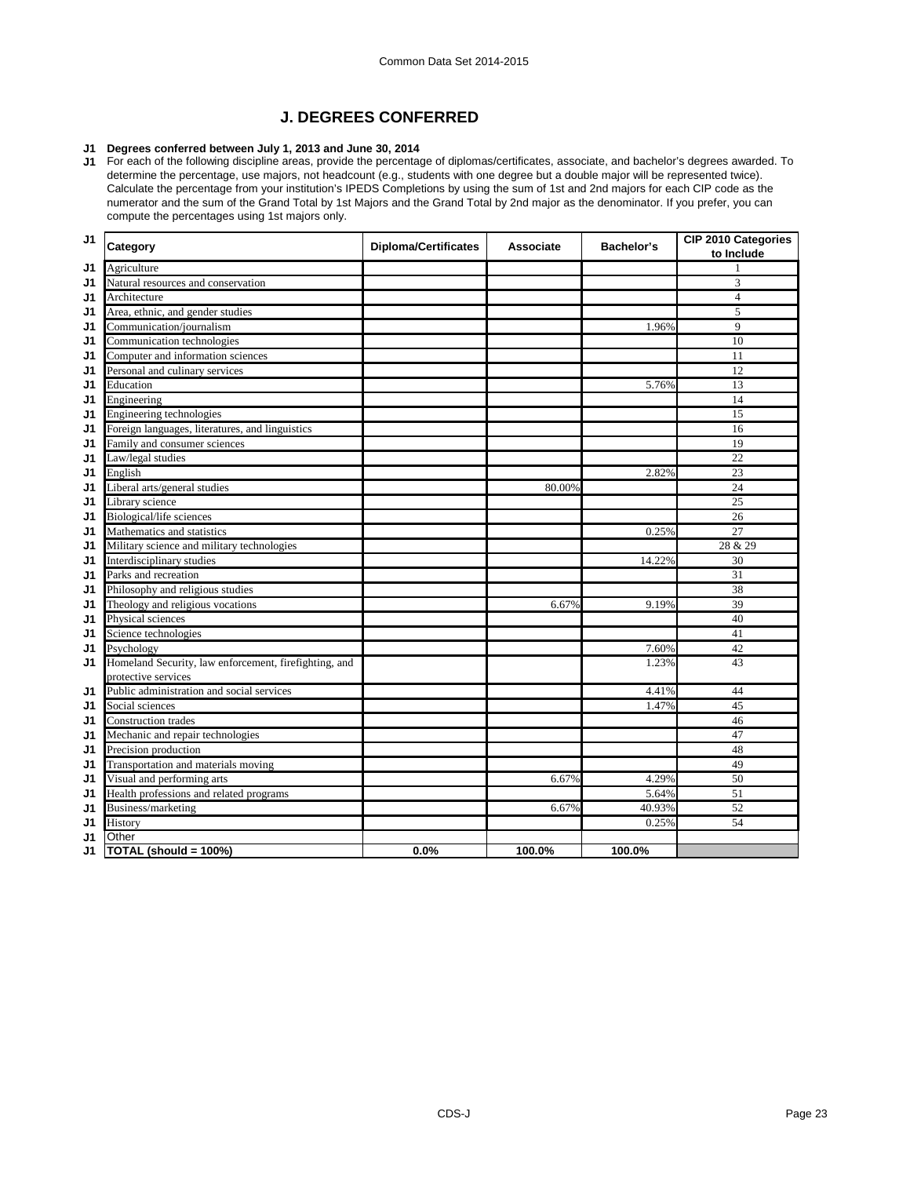# J. DEGREES CONFERRED

**J1 Degrees conferred between July 1, 2013 and June 30, 2014**

J1 For each of the following discipline areas, provide the percentage of diplomas/certificates, associate, and bachelor's degrees awarded. To determine the percentage, use majors, not headcount (e.g., students with one degree but a double major will be represented twice). Calculate the percentage from your institution's IPEDS Completions by using the sum of 1st and 2nd majors for each CIP code as the numerator and the sum of the Grand Total by 1st Majors and the Grand Total by 2nd major as the denominator. If you prefer, you can compute the percentages using 1st majors only.

| | Category | Diploma/Certificates | Associate | Bachelor's | CIP 2010 Categories to Include |
|---|---|---|---|---|---|
| J1 | Agriculture | | | | 1 |
| J1 | Natural resources and conservation | | | | 3 |
| J1 | Architecture | | | | 4 |
| J1 | Area, ethnic, and gender studies | | | | 5 |
| J1 | Communication/journalism | | | 1.96% | 9 |
| J1 | Communication technologies | | | | 10 |
| J1 | Computer and information sciences | | | | 11 |
| J1 | Personal and culinary services | | | | 12 |
| J1 | Education | | | 5.76% | 13 |
| J1 | Engineering | | | | 14 |
| J1 | Engineering technologies | | | | 15 |
| J1 | Foreign languages, literatures, and linguistics | | | | 16 |
| J1 | Family and consumer sciences | | | | 19 |
| J1 | Law/legal studies | | | | 22 |
| J1 | English | | | 2.82% | 23 |
| J1 | Liberal arts/general studies | | 80.00% | | 24 |
| J1 | Library science | | | | 25 |
| J1 | Biological/life sciences | | | | 26 |
| J1 | Mathematics and statistics | | | 0.25% | 27 |
| J1 | Military science and military technologies | | | | 28 & 29 |
| J1 | Interdisciplinary studies | | | 14.22% | 30 |
| J1 | Parks and recreation | | | | 31 |
| J1 | Philosophy and religious studies | | | | 38 |
| J1 | Theology and religious vocations | | 6.67% | 9.19% | 39 |
| J1 | Physical sciences | | | | 40 |
| J1 | Science technologies | | | | 41 |
| J1 | Psychology | | | 7.60% | 42 |
| J1 | Homeland Security, law enforcement, firefighting, and protective services | | | 1.23% | 43 |
| J1 | Public administration and social services | | | 4.41% | 44 |
| J1 | Social sciences | | | 1.47% | 45 |
| J1 | Construction trades | | | | 46 |
| J1 | Mechanic and repair technologies | | | | 47 |
| J1 | Precision production | | | | 48 |
| J1 | Transportation and materials moving | | | | 49 |
| J1 | Visual and performing arts | | 6.67% | 4.29% | 50 |
| J1 | Health professions and related programs | | | 5.64% | 51 |
| J1 | Business/marketing | | 6.67% | 40.93% | 52 |
| J1 | History | | | 0.25% | 54 |
| J1 | Other | | | | |
| J1 | **TOTAL (should = 100%)** | **0.0%** | **100.0%** | **100.0%** | |